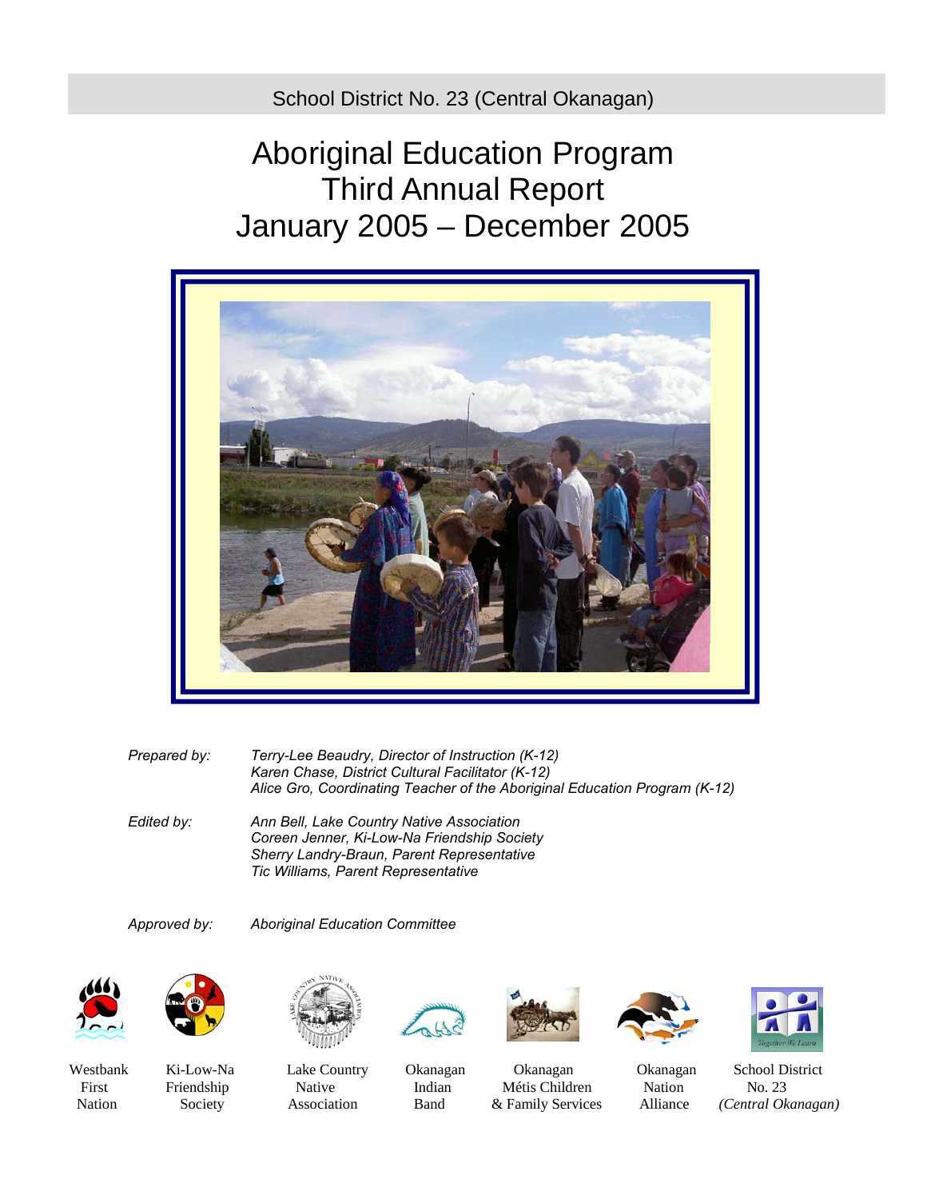School District No. 23 (Central Okanagan)

# Aboriginal Education Program
# Third Annual Report
# January 2005 – December 2005

*Prepared by:* *Terry-Lee Beaudry, Director of Instruction (K-12)*
*Karen Chase, District Cultural Facilitator (K-12)*
*Alice Gro, Coordinating Teacher of the Aboriginal Education Program (K-12)*

*Edited by:* *Ann Bell, Lake Country Native Association*
*Coreen Jenner, Ki-Low-Na Friendship Society*
*Sherry Landry-Braun, Parent Representative*
*Tic Williams, Parent Representative*

*Approved by:* *Aboriginal Education Committee*

Westbank First Nation | Ki-Low-Na Friendship Society | Lake Country Native Association | Okanagan Indian Band | Okanagan Métis Children & Family Services | Okanagan Nation Alliance | School District No. 23 *(Central Okanagan)*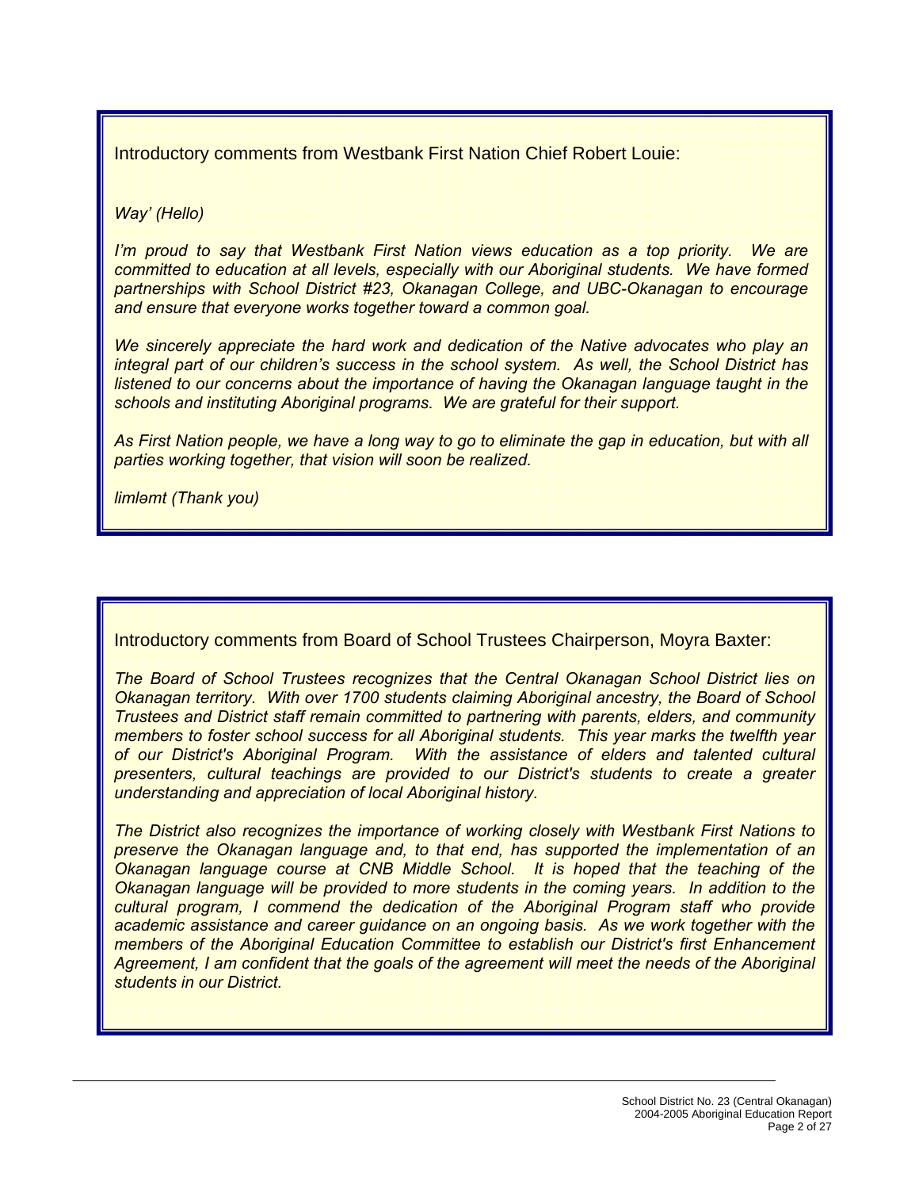Introductory comments from Westbank First Nation Chief Robert Louie:

*Way' (Hello)*

*I'm proud to say that Westbank First Nation views education as a top priority. We are committed to education at all levels, especially with our Aboriginal students. We have formed partnerships with School District #23, Okanagan College, and UBC-Okanagan to encourage and ensure that everyone works together toward a common goal.*

*We sincerely appreciate the hard work and dedication of the Native advocates who play an integral part of our children's success in the school system. As well, the School District has listened to our concerns about the importance of having the Okanagan language taught in the schools and instituting Aboriginal programs. We are grateful for their support.*

*As First Nation people, we have a long way to go to eliminate the gap in education, but with all parties working together, that vision will soon be realized.*

*limləmt (Thank you)*

Introductory comments from Board of School Trustees Chairperson, Moyra Baxter:

*The Board of School Trustees recognizes that the Central Okanagan School District lies on Okanagan territory. With over 1700 students claiming Aboriginal ancestry, the Board of School Trustees and District staff remain committed to partnering with parents, elders, and community members to foster school success for all Aboriginal students. This year marks the twelfth year of our District's Aboriginal Program. With the assistance of elders and talented cultural presenters, cultural teachings are provided to our District's students to create a greater understanding and appreciation of local Aboriginal history.*

*The District also recognizes the importance of working closely with Westbank First Nations to preserve the Okanagan language and, to that end, has supported the implementation of an Okanagan language course at CNB Middle School. It is hoped that the teaching of the Okanagan language will be provided to more students in the coming years. In addition to the cultural program, I commend the dedication of the Aboriginal Program staff who provide academic assistance and career guidance on an ongoing basis. As we work together with the members of the Aboriginal Education Committee to establish our District's first Enhancement Agreement, I am confident that the goals of the agreement will meet the needs of the Aboriginal students in our District.*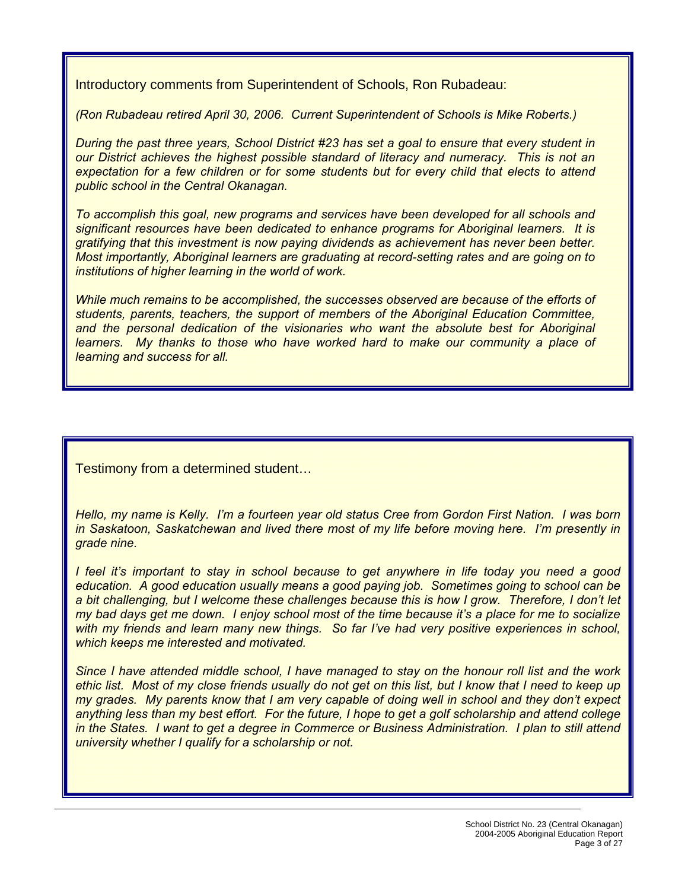Introductory comments from Superintendent of Schools, Ron Rubadeau:

*(Ron Rubadeau retired April 30, 2006. Current Superintendent of Schools is Mike Roberts.)*

*During the past three years, School District #23 has set a goal to ensure that every student in our District achieves the highest possible standard of literacy and numeracy. This is not an expectation for a few children or for some students but for every child that elects to attend public school in the Central Okanagan.*

*To accomplish this goal, new programs and services have been developed for all schools and significant resources have been dedicated to enhance programs for Aboriginal learners. It is gratifying that this investment is now paying dividends as achievement has never been better. Most importantly, Aboriginal learners are graduating at record-setting rates and are going on to institutions of higher learning in the world of work.*

*While much remains to be accomplished, the successes observed are because of the efforts of students, parents, teachers, the support of members of the Aboriginal Education Committee, and the personal dedication of the visionaries who want the absolute best for Aboriginal learners. My thanks to those who have worked hard to make our community a place of learning and success for all.*

Testimony from a determined student…

*Hello, my name is Kelly. I'm a fourteen year old status Cree from Gordon First Nation. I was born in Saskatoon, Saskatchewan and lived there most of my life before moving here. I'm presently in grade nine.*

*I feel it's important to stay in school because to get anywhere in life today you need a good education. A good education usually means a good paying job. Sometimes going to school can be a bit challenging, but I welcome these challenges because this is how I grow. Therefore, I don't let my bad days get me down. I enjoy school most of the time because it's a place for me to socialize with my friends and learn many new things. So far I've had very positive experiences in school, which keeps me interested and motivated.*

*Since I have attended middle school, I have managed to stay on the honour roll list and the work ethic list. Most of my close friends usually do not get on this list, but I know that I need to keep up my grades. My parents know that I am very capable of doing well in school and they don't expect anything less than my best effort. For the future, I hope to get a golf scholarship and attend college in the States. I want to get a degree in Commerce or Business Administration. I plan to still attend university whether I qualify for a scholarship or not.*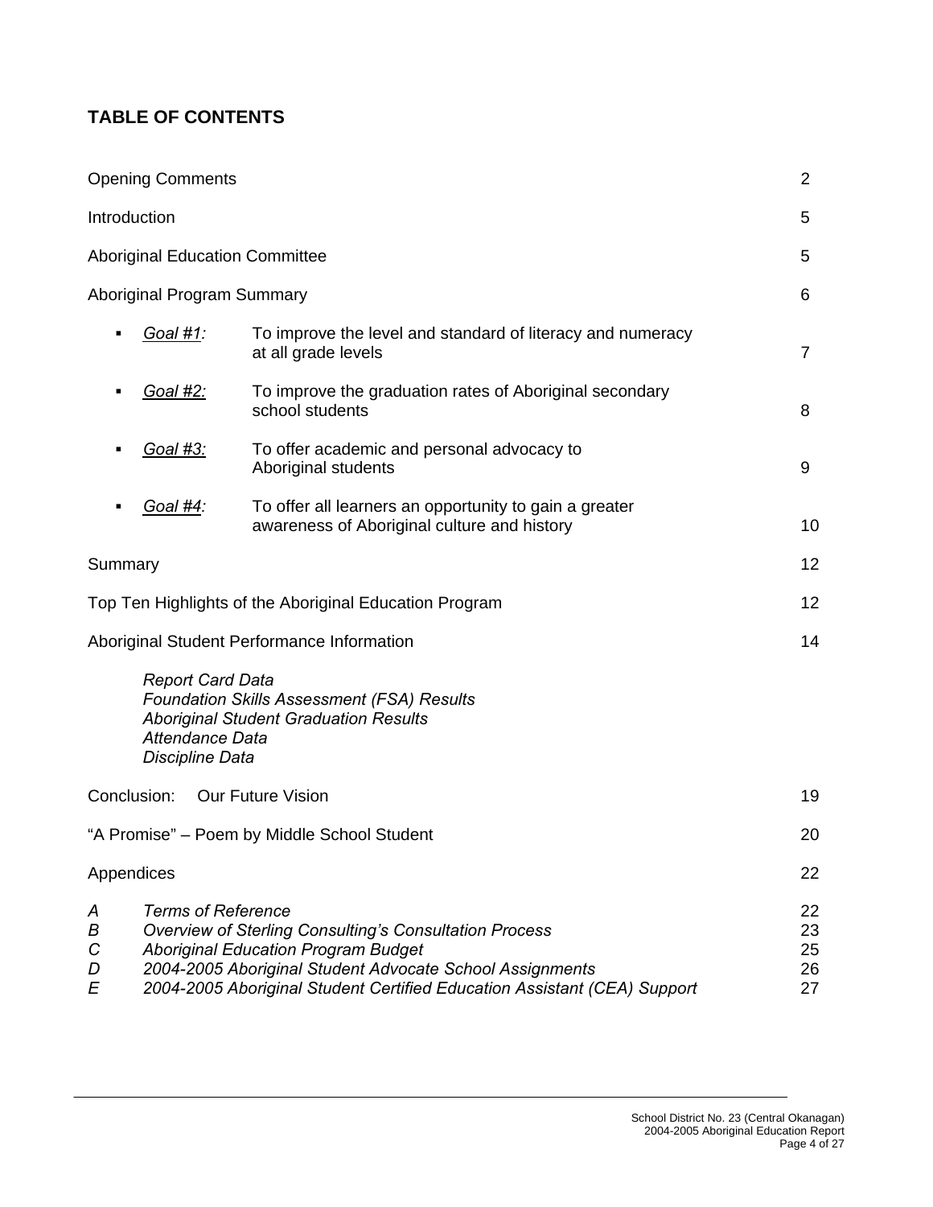## TABLE OF CONTENTS

| | |
|---|---|
| Opening Comments | 2 |
| Introduction | 5 |
| Aboriginal Education Committee | 5 |
| Aboriginal Program Summary | 6 |
| ▪ *Goal #1:* To improve the level and standard of literacy and numeracy at all grade levels | 7 |
| ▪ *Goal #2:* To improve the graduation rates of Aboriginal secondary school students | 8 |
| ▪ *Goal #3:* To offer academic and personal advocacy to Aboriginal students | 9 |
| ▪ *Goal #4:* To offer all learners an opportunity to gain a greater awareness of Aboriginal culture and history | 10 |
| Summary | 12 |
| Top Ten Highlights of the Aboriginal Education Program | 12 |
| Aboriginal Student Performance Information | 14 |
| *Report Card Data*<br>*Foundation Skills Assessment (FSA) Results*<br>*Aboriginal Student Graduation Results*<br>*Attendance Data*<br>*Discipline Data* | |
| Conclusion: Our Future Vision | 19 |
| "A Promise" – Poem by Middle School Student | 20 |
| Appendices | 22 |
| *A* *Terms of Reference* | 22 |
| *B* *Overview of Sterling Consulting's Consultation Process* | 23 |
| *C* *Aboriginal Education Program Budget* | 25 |
| *D* *2004-2005 Aboriginal Student Advocate School Assignments* | 26 |
| *E* *2004-2005 Aboriginal Student Certified Education Assistant (CEA) Support* | 27 |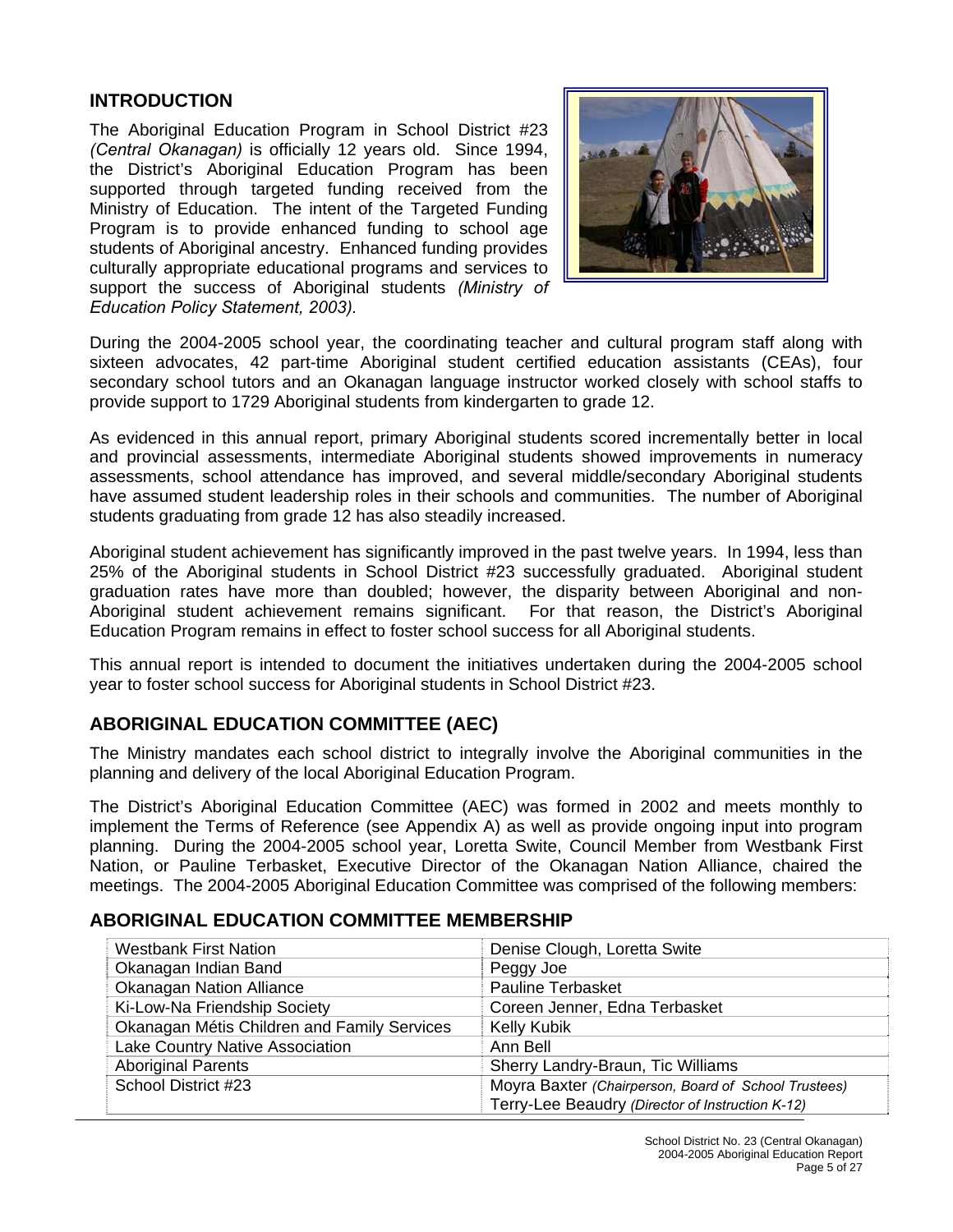## INTRODUCTION

The Aboriginal Education Program in School District #23 *(Central Okanagan)* is officially 12 years old. Since 1994, the District's Aboriginal Education Program has been supported through targeted funding received from the Ministry of Education. The intent of the Targeted Funding Program is to provide enhanced funding to school age students of Aboriginal ancestry. Enhanced funding provides culturally appropriate educational programs and services to support the success of Aboriginal students *(Ministry of Education Policy Statement, 2003).*

During the 2004-2005 school year, the coordinating teacher and cultural program staff along with sixteen advocates, 42 part-time Aboriginal student certified education assistants (CEAs), four secondary school tutors and an Okanagan language instructor worked closely with school staffs to provide support to 1729 Aboriginal students from kindergarten to grade 12.

As evidenced in this annual report, primary Aboriginal students scored incrementally better in local and provincial assessments, intermediate Aboriginal students showed improvements in numeracy assessments, school attendance has improved, and several middle/secondary Aboriginal students have assumed student leadership roles in their schools and communities. The number of Aboriginal students graduating from grade 12 has also steadily increased.

Aboriginal student achievement has significantly improved in the past twelve years. In 1994, less than 25% of the Aboriginal students in School District #23 successfully graduated. Aboriginal student graduation rates have more than doubled; however, the disparity between Aboriginal and non-Aboriginal student achievement remains significant. For that reason, the District's Aboriginal Education Program remains in effect to foster school success for all Aboriginal students.

This annual report is intended to document the initiatives undertaken during the 2004-2005 school year to foster school success for Aboriginal students in School District #23.

## ABORIGINAL EDUCATION COMMITTEE (AEC)

The Ministry mandates each school district to integrally involve the Aboriginal communities in the planning and delivery of the local Aboriginal Education Program.

The District's Aboriginal Education Committee (AEC) was formed in 2002 and meets monthly to implement the Terms of Reference (see Appendix A) as well as provide ongoing input into program planning. During the 2004-2005 school year, Loretta Swite, Council Member from Westbank First Nation, or Pauline Terbasket, Executive Director of the Okanagan Nation Alliance, chaired the meetings. The 2004-2005 Aboriginal Education Committee was comprised of the following members:

## ABORIGINAL EDUCATION COMMITTEE MEMBERSHIP

| | |
|---|---|
| Westbank First Nation | Denise Clough, Loretta Swite |
| Okanagan Indian Band | Peggy Joe |
| Okanagan Nation Alliance | Pauline Terbasket |
| Ki-Low-Na Friendship Society | Coreen Jenner, Edna Terbasket |
| Okanagan Métis Children and Family Services | Kelly Kubik |
| Lake Country Native Association | Ann Bell |
| Aboriginal Parents | Sherry Landry-Braun, Tic Williams |
| School District #23 | Moyra Baxter *(Chairperson, Board of School Trustees)*<br>Terry-Lee Beaudry *(Director of Instruction K-12)* |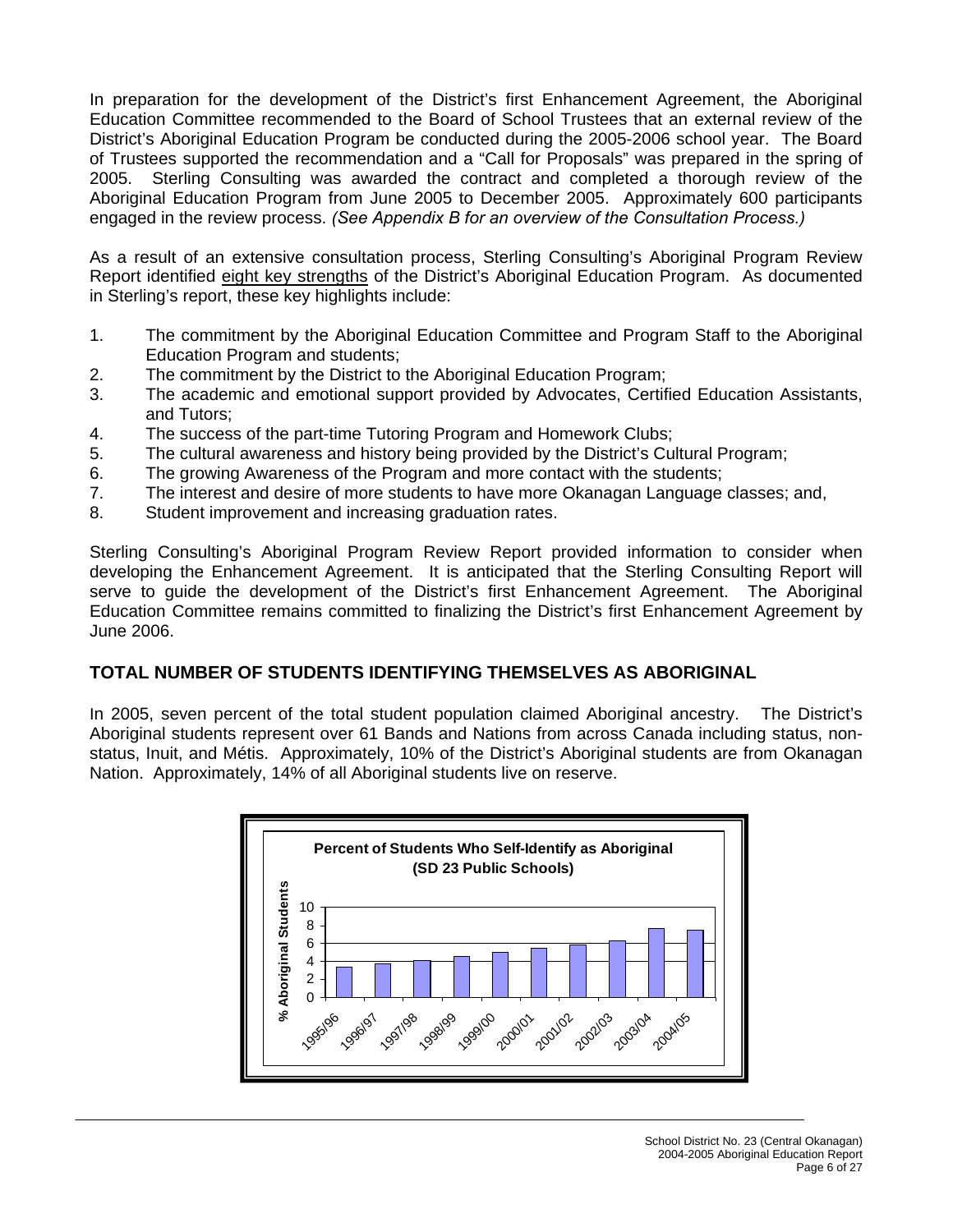In preparation for the development of the District's first Enhancement Agreement, the Aboriginal Education Committee recommended to the Board of School Trustees that an external review of the District's Aboriginal Education Program be conducted during the 2005-2006 school year. The Board of Trustees supported the recommendation and a "Call for Proposals" was prepared in the spring of 2005. Sterling Consulting was awarded the contract and completed a thorough review of the Aboriginal Education Program from June 2005 to December 2005. Approximately 600 participants engaged in the review process. *(See Appendix B for an overview of the Consultation Process.)*

As a result of an extensive consultation process, Sterling Consulting's Aboriginal Program Review Report identified eight key strengths of the District's Aboriginal Education Program. As documented in Sterling's report, these key highlights include:

1. The commitment by the Aboriginal Education Committee and Program Staff to the Aboriginal Education Program and students;
2. The commitment by the District to the Aboriginal Education Program;
3. The academic and emotional support provided by Advocates, Certified Education Assistants, and Tutors;
4. The success of the part-time Tutoring Program and Homework Clubs;
5. The cultural awareness and history being provided by the District's Cultural Program;
6. The growing Awareness of the Program and more contact with the students;
7. The interest and desire of more students to have more Okanagan Language classes; and,
8. Student improvement and increasing graduation rates.

Sterling Consulting's Aboriginal Program Review Report provided information to consider when developing the Enhancement Agreement. It is anticipated that the Sterling Consulting Report will serve to guide the development of the District's first Enhancement Agreement. The Aboriginal Education Committee remains committed to finalizing the District's first Enhancement Agreement by June 2006.

## TOTAL NUMBER OF STUDENTS IDENTIFYING THEMSELVES AS ABORIGINAL

In 2005, seven percent of the total student population claimed Aboriginal ancestry. The District's Aboriginal students represent over 61 Bands and Nations from across Canada including status, non-status, Inuit, and Métis. Approximately, 10% of the District's Aboriginal students are from Okanagan Nation. Approximately, 14% of all Aboriginal students live on reserve.

**Percent of Students Who Self-Identify as Aboriginal (SD 23 Public Schools)**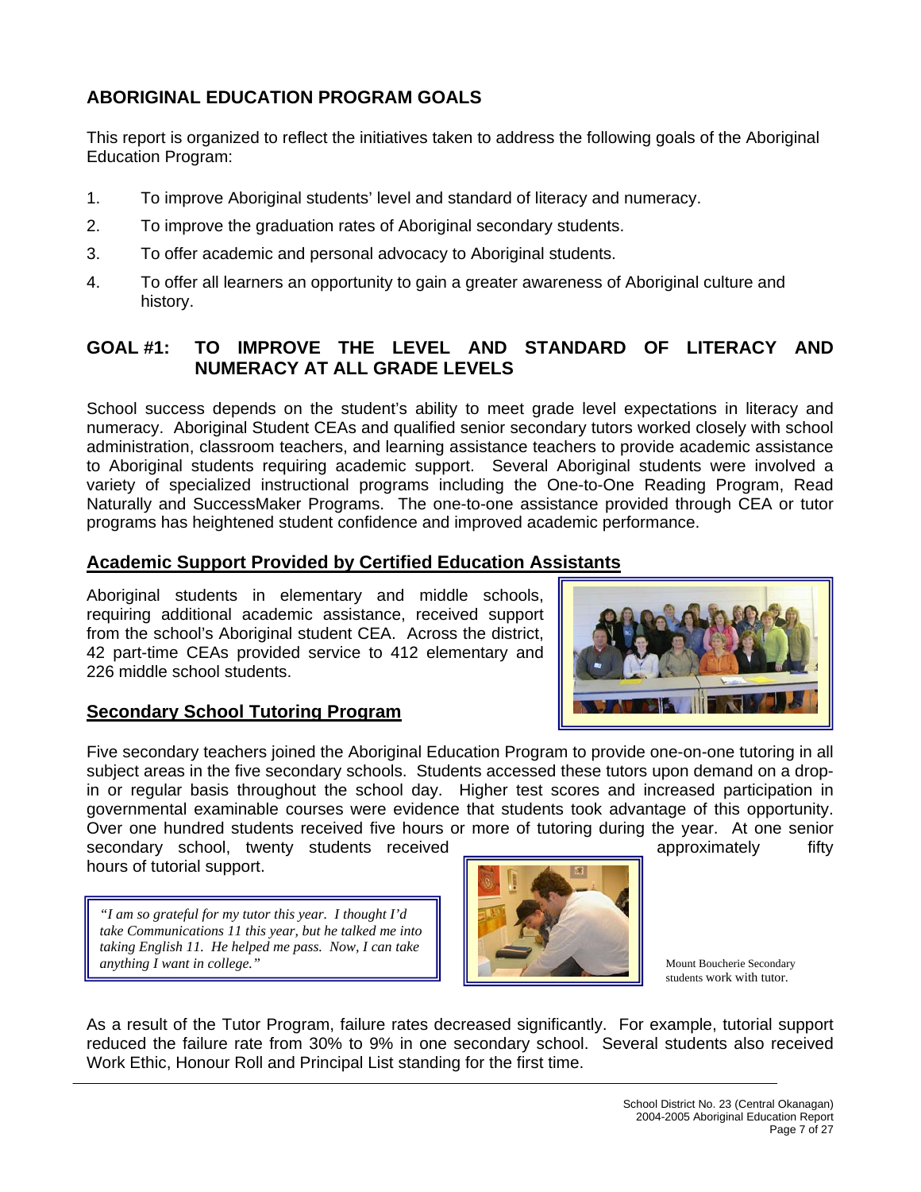## ABORIGINAL EDUCATION PROGRAM GOALS

This report is organized to reflect the initiatives taken to address the following goals of the Aboriginal Education Program:

1. To improve Aboriginal students' level and standard of literacy and numeracy.
2. To improve the graduation rates of Aboriginal secondary students.
3. To offer academic and personal advocacy to Aboriginal students.
4. To offer all learners an opportunity to gain a greater awareness of Aboriginal culture and history.

## GOAL #1: TO IMPROVE THE LEVEL AND STANDARD OF LITERACY AND NUMERACY AT ALL GRADE LEVELS

School success depends on the student's ability to meet grade level expectations in literacy and numeracy. Aboriginal Student CEAs and qualified senior secondary tutors worked closely with school administration, classroom teachers, and learning assistance teachers to provide academic assistance to Aboriginal students requiring academic support. Several Aboriginal students were involved a variety of specialized instructional programs including the One-to-One Reading Program, Read Naturally and SuccessMaker Programs. The one-to-one assistance provided through CEA or tutor programs has heightened student confidence and improved academic performance.

### Academic Support Provided by Certified Education Assistants

Aboriginal students in elementary and middle schools, requiring additional academic assistance, received support from the school's Aboriginal student CEA. Across the district, 42 part-time CEAs provided service to 412 elementary and 226 middle school students.

### Secondary School Tutoring Program

Five secondary teachers joined the Aboriginal Education Program to provide one-on-one tutoring in all subject areas in the five secondary schools. Students accessed these tutors upon demand on a drop-in or regular basis throughout the school day. Higher test scores and increased participation in governmental examinable courses were evidence that students took advantage of this opportunity. Over one hundred students received five hours or more of tutoring during the year. At one senior secondary school, twenty students received approximately fifty hours of tutorial support.

> *"I am so grateful for my tutor this year. I thought I'd take Communications 11 this year, but he talked me into taking English 11. He helped me pass. Now, I can take anything I want in college."*

Mount Boucherie Secondary students work with tutor.

As a result of the Tutor Program, failure rates decreased significantly. For example, tutorial support reduced the failure rate from 30% to 9% in one secondary school. Several students also received Work Ethic, Honour Roll and Principal List standing for the first time.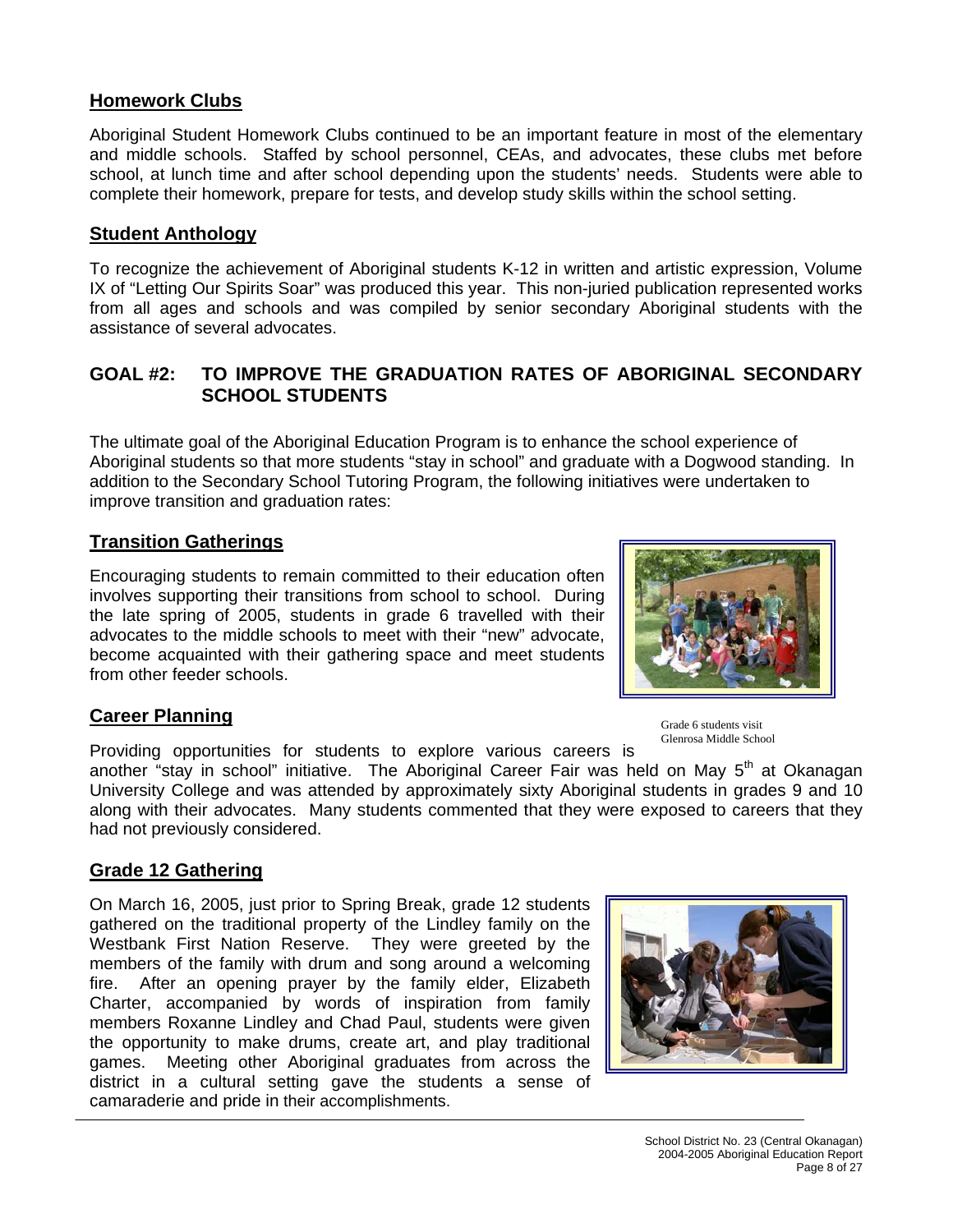## Homework Clubs

Aboriginal Student Homework Clubs continued to be an important feature in most of the elementary and middle schools. Staffed by school personnel, CEAs, and advocates, these clubs met before school, at lunch time and after school depending upon the students' needs. Students were able to complete their homework, prepare for tests, and develop study skills within the school setting.

## Student Anthology

To recognize the achievement of Aboriginal students K-12 in written and artistic expression, Volume IX of "Letting Our Spirits Soar" was produced this year. This non-juried publication represented works from all ages and schools and was compiled by senior secondary Aboriginal students with the assistance of several advocates.

# GOAL #2: TO IMPROVE THE GRADUATION RATES OF ABORIGINAL SECONDARY SCHOOL STUDENTS

The ultimate goal of the Aboriginal Education Program is to enhance the school experience of Aboriginal students so that more students "stay in school" and graduate with a Dogwood standing. In addition to the Secondary School Tutoring Program, the following initiatives were undertaken to improve transition and graduation rates:

## Transition Gatherings

Encouraging students to remain committed to their education often involves supporting their transitions from school to school. During the late spring of 2005, students in grade 6 travelled with their advocates to the middle schools to meet with their "new" advocate, become acquainted with their gathering space and meet students from other feeder schools.

Grade 6 students visit Glenrosa Middle School

## Career Planning

Providing opportunities for students to explore various careers is another "stay in school" initiative. The Aboriginal Career Fair was held on May 5th at Okanagan University College and was attended by approximately sixty Aboriginal students in grades 9 and 10 along with their advocates. Many students commented that they were exposed to careers that they had not previously considered.

## Grade 12 Gathering

On March 16, 2005, just prior to Spring Break, grade 12 students gathered on the traditional property of the Lindley family on the Westbank First Nation Reserve. They were greeted by the members of the family with drum and song around a welcoming fire. After an opening prayer by the family elder, Elizabeth Charter, accompanied by words of inspiration from family members Roxanne Lindley and Chad Paul, students were given the opportunity to make drums, create art, and play traditional games. Meeting other Aboriginal graduates from across the district in a cultural setting gave the students a sense of camaraderie and pride in their accomplishments.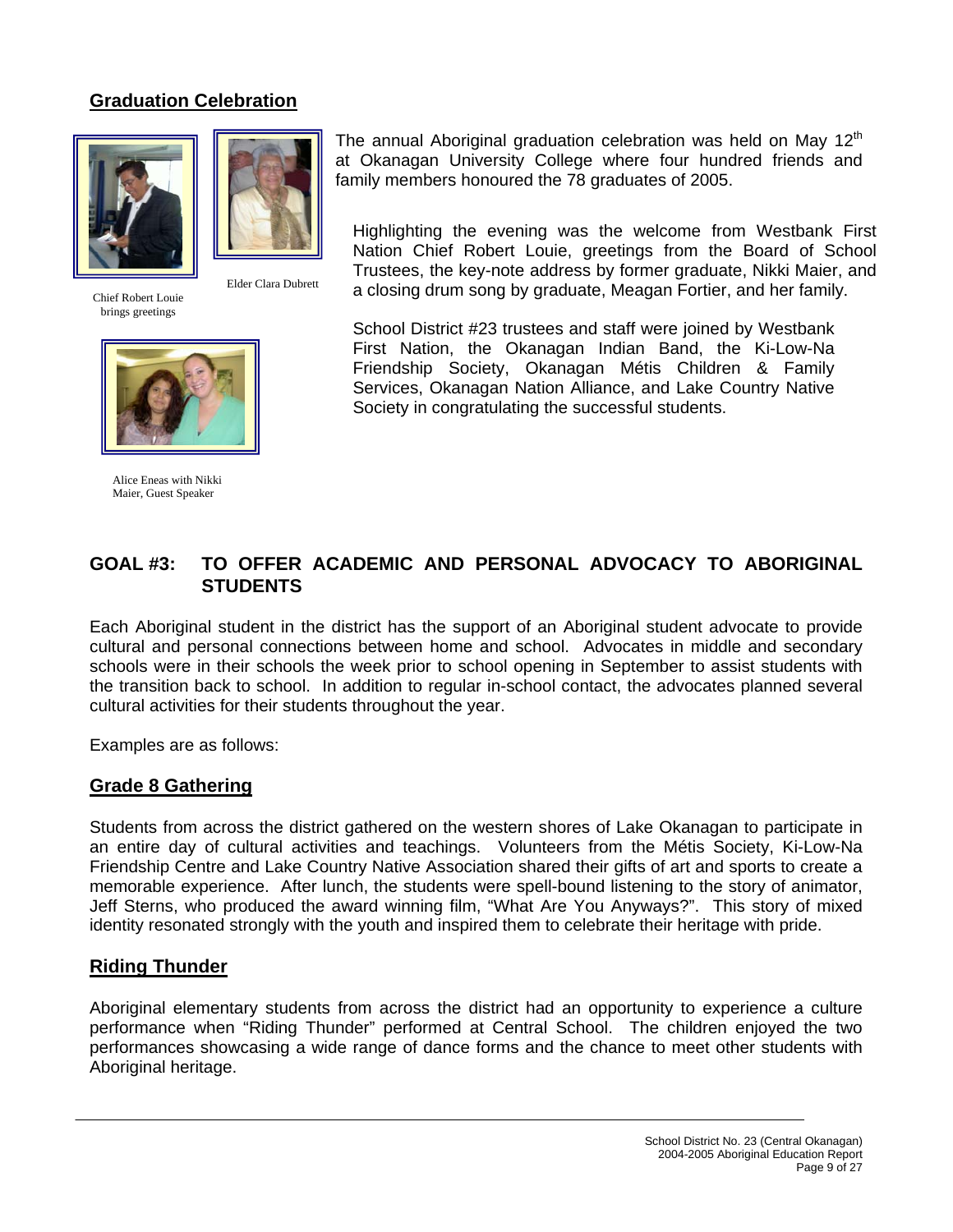## Graduation Celebration

Chief Robert Louie brings greetings

Elder Clara Dubrett

Alice Eneas with Nikki Maier, Guest Speaker

The annual Aboriginal graduation celebration was held on May 12th at Okanagan University College where four hundred friends and family members honoured the 78 graduates of 2005.

Highlighting the evening was the welcome from Westbank First Nation Chief Robert Louie, greetings from the Board of School Trustees, the key-note address by former graduate, Nikki Maier, and a closing drum song by graduate, Meagan Fortier, and her family.

School District #23 trustees and staff were joined by Westbank First Nation, the Okanagan Indian Band, the Ki-Low-Na Friendship Society, Okanagan Métis Children & Family Services, Okanagan Nation Alliance, and Lake Country Native Society in congratulating the successful students.

## GOAL #3: TO OFFER ACADEMIC AND PERSONAL ADVOCACY TO ABORIGINAL STUDENTS

Each Aboriginal student in the district has the support of an Aboriginal student advocate to provide cultural and personal connections between home and school. Advocates in middle and secondary schools were in their schools the week prior to school opening in September to assist students with the transition back to school. In addition to regular in-school contact, the advocates planned several cultural activities for their students throughout the year.

Examples are as follows:

### Grade 8 Gathering

Students from across the district gathered on the western shores of Lake Okanagan to participate in an entire day of cultural activities and teachings. Volunteers from the Métis Society, Ki-Low-Na Friendship Centre and Lake Country Native Association shared their gifts of art and sports to create a memorable experience. After lunch, the students were spell-bound listening to the story of animator, Jeff Sterns, who produced the award winning film, "What Are You Anyways?". This story of mixed identity resonated strongly with the youth and inspired them to celebrate their heritage with pride.

### Riding Thunder

Aboriginal elementary students from across the district had an opportunity to experience a culture performance when "Riding Thunder" performed at Central School. The children enjoyed the two performances showcasing a wide range of dance forms and the chance to meet other students with Aboriginal heritage.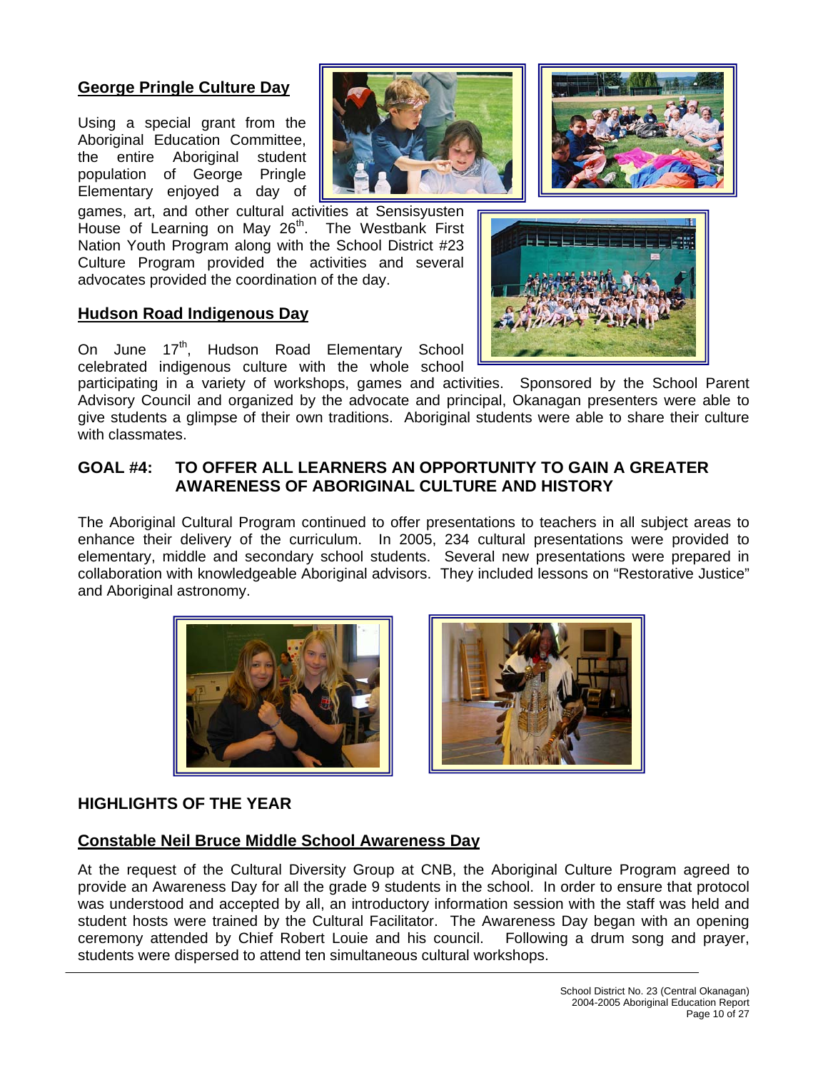## George Pringle Culture Day

Using a special grant from the Aboriginal Education Committee, the entire Aboriginal student population of George Pringle Elementary enjoyed a day of games, art, and other cultural activities at Sensisyusten House of Learning on May 26th. The Westbank First Nation Youth Program along with the School District #23 Culture Program provided the activities and several advocates provided the coordination of the day.

## Hudson Road Indigenous Day

On June 17th, Hudson Road Elementary School celebrated indigenous culture with the whole school participating in a variety of workshops, games and activities. Sponsored by the School Parent Advisory Council and organized by the advocate and principal, Okanagan presenters were able to give students a glimpse of their own traditions. Aboriginal students were able to share their culture with classmates.

## GOAL #4: TO OFFER ALL LEARNERS AN OPPORTUNITY TO GAIN A GREATER AWARENESS OF ABORIGINAL CULTURE AND HISTORY

The Aboriginal Cultural Program continued to offer presentations to teachers in all subject areas to enhance their delivery of the curriculum. In 2005, 234 cultural presentations were provided to elementary, middle and secondary school students. Several new presentations were prepared in collaboration with knowledgeable Aboriginal advisors. They included lessons on "Restorative Justice" and Aboriginal astronomy.

## HIGHLIGHTS OF THE YEAR

## Constable Neil Bruce Middle School Awareness Day

At the request of the Cultural Diversity Group at CNB, the Aboriginal Culture Program agreed to provide an Awareness Day for all the grade 9 students in the school. In order to ensure that protocol was understood and accepted by all, an introductory information session with the staff was held and student hosts were trained by the Cultural Facilitator. The Awareness Day began with an opening ceremony attended by Chief Robert Louie and his council. Following a drum song and prayer, students were dispersed to attend ten simultaneous cultural workshops.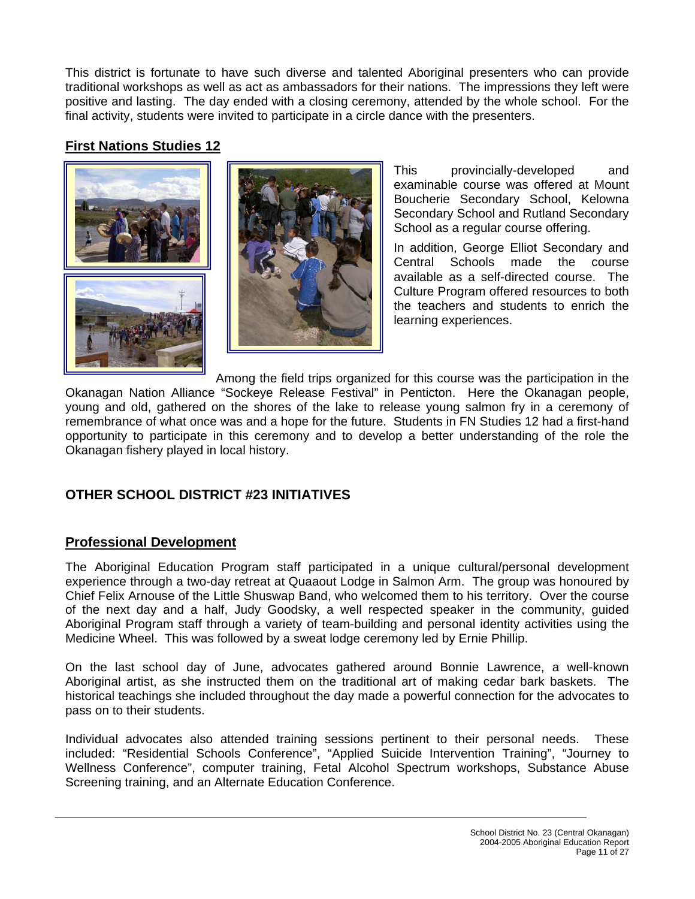This district is fortunate to have such diverse and talented Aboriginal presenters who can provide traditional workshops as well as act as ambassadors for their nations. The impressions they left were positive and lasting. The day ended with a closing ceremony, attended by the whole school. For the final activity, students were invited to participate in a circle dance with the presenters.

## First Nations Studies 12

This provincially-developed and examinable course was offered at Mount Boucherie Secondary School, Kelowna Secondary School and Rutland Secondary School as a regular course offering.

In addition, George Elliot Secondary and Central Schools made the course available as a self-directed course. The Culture Program offered resources to both the teachers and students to enrich the learning experiences.

Among the field trips organized for this course was the participation in the Okanagan Nation Alliance "Sockeye Release Festival" in Penticton. Here the Okanagan people, young and old, gathered on the shores of the lake to release young salmon fry in a ceremony of remembrance of what once was and a hope for the future. Students in FN Studies 12 had a first-hand opportunity to participate in this ceremony and to develop a better understanding of the role the Okanagan fishery played in local history.

# OTHER SCHOOL DISTRICT #23 INITIATIVES

## Professional Development

The Aboriginal Education Program staff participated in a unique cultural/personal development experience through a two-day retreat at Quaaout Lodge in Salmon Arm. The group was honoured by Chief Felix Arnouse of the Little Shuswap Band, who welcomed them to his territory. Over the course of the next day and a half, Judy Goodsky, a well respected speaker in the community, guided Aboriginal Program staff through a variety of team-building and personal identity activities using the Medicine Wheel. This was followed by a sweat lodge ceremony led by Ernie Phillip.

On the last school day of June, advocates gathered around Bonnie Lawrence, a well-known Aboriginal artist, as she instructed them on the traditional art of making cedar bark baskets. The historical teachings she included throughout the day made a powerful connection for the advocates to pass on to their students.

Individual advocates also attended training sessions pertinent to their personal needs. These included: "Residential Schools Conference", "Applied Suicide Intervention Training", "Journey to Wellness Conference", computer training, Fetal Alcohol Spectrum workshops, Substance Abuse Screening training, and an Alternate Education Conference.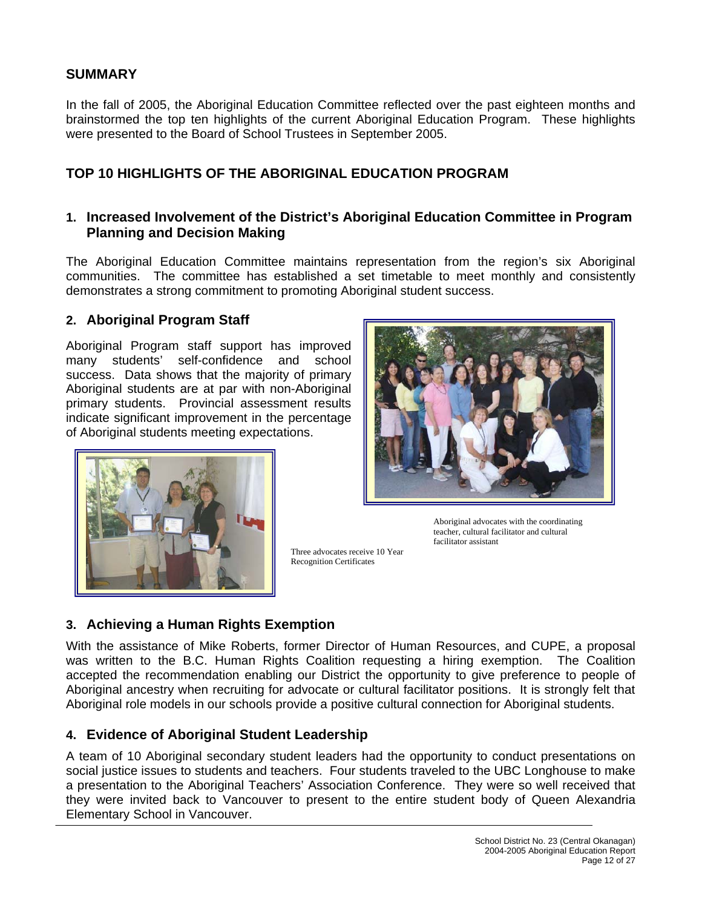## SUMMARY

In the fall of 2005, the Aboriginal Education Committee reflected over the past eighteen months and brainstormed the top ten highlights of the current Aboriginal Education Program. These highlights were presented to the Board of School Trustees in September 2005.

## TOP 10 HIGHLIGHTS OF THE ABORIGINAL EDUCATION PROGRAM

### 1. Increased Involvement of the District's Aboriginal Education Committee in Program Planning and Decision Making

The Aboriginal Education Committee maintains representation from the region's six Aboriginal communities. The committee has established a set timetable to meet monthly and consistently demonstrates a strong commitment to promoting Aboriginal student success.

### 2. Aboriginal Program Staff

Aboriginal Program staff support has improved many students' self-confidence and school success. Data shows that the majority of primary Aboriginal students are at par with non-Aboriginal primary students. Provincial assessment results indicate significant improvement in the percentage of Aboriginal students meeting expectations.

Aboriginal advocates with the coordinating teacher, cultural facilitator and cultural facilitator assistant

Three advocates receive 10 Year Recognition Certificates

### 3. Achieving a Human Rights Exemption

With the assistance of Mike Roberts, former Director of Human Resources, and CUPE, a proposal was written to the B.C. Human Rights Coalition requesting a hiring exemption. The Coalition accepted the recommendation enabling our District the opportunity to give preference to people of Aboriginal ancestry when recruiting for advocate or cultural facilitator positions. It is strongly felt that Aboriginal role models in our schools provide a positive cultural connection for Aboriginal students.

### 4. Evidence of Aboriginal Student Leadership

A team of 10 Aboriginal secondary student leaders had the opportunity to conduct presentations on social justice issues to students and teachers. Four students traveled to the UBC Longhouse to make a presentation to the Aboriginal Teachers' Association Conference. They were so well received that they were invited back to Vancouver to present to the entire student body of Queen Alexandria Elementary School in Vancouver.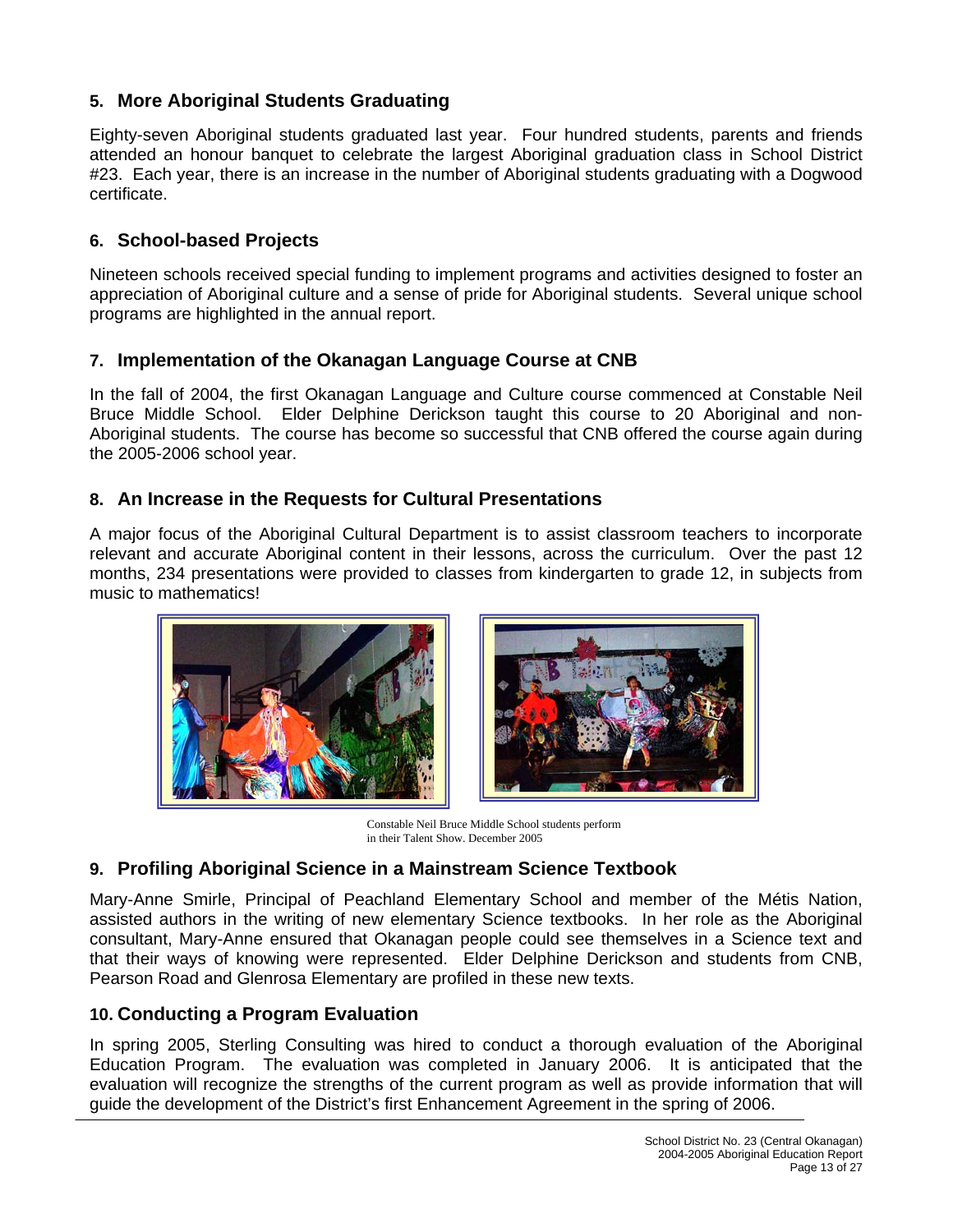## 5. More Aboriginal Students Graduating

Eighty-seven Aboriginal students graduated last year. Four hundred students, parents and friends attended an honour banquet to celebrate the largest Aboriginal graduation class in School District #23. Each year, there is an increase in the number of Aboriginal students graduating with a Dogwood certificate.

## 6. School-based Projects

Nineteen schools received special funding to implement programs and activities designed to foster an appreciation of Aboriginal culture and a sense of pride for Aboriginal students. Several unique school programs are highlighted in the annual report.

## 7. Implementation of the Okanagan Language Course at CNB

In the fall of 2004, the first Okanagan Language and Culture course commenced at Constable Neil Bruce Middle School. Elder Delphine Derickson taught this course to 20 Aboriginal and non-Aboriginal students. The course has become so successful that CNB offered the course again during the 2005-2006 school year.

## 8. An Increase in the Requests for Cultural Presentations

A major focus of the Aboriginal Cultural Department is to assist classroom teachers to incorporate relevant and accurate Aboriginal content in their lessons, across the curriculum. Over the past 12 months, 234 presentations were provided to classes from kindergarten to grade 12, in subjects from music to mathematics!

Constable Neil Bruce Middle School students perform in their Talent Show. December 2005

## 9. Profiling Aboriginal Science in a Mainstream Science Textbook

Mary-Anne Smirle, Principal of Peachland Elementary School and member of the Métis Nation, assisted authors in the writing of new elementary Science textbooks. In her role as the Aboriginal consultant, Mary-Anne ensured that Okanagan people could see themselves in a Science text and that their ways of knowing were represented. Elder Delphine Derickson and students from CNB, Pearson Road and Glenrosa Elementary are profiled in these new texts.

## 10. Conducting a Program Evaluation

In spring 2005, Sterling Consulting was hired to conduct a thorough evaluation of the Aboriginal Education Program. The evaluation was completed in January 2006. It is anticipated that the evaluation will recognize the strengths of the current program as well as provide information that will guide the development of the District's first Enhancement Agreement in the spring of 2006.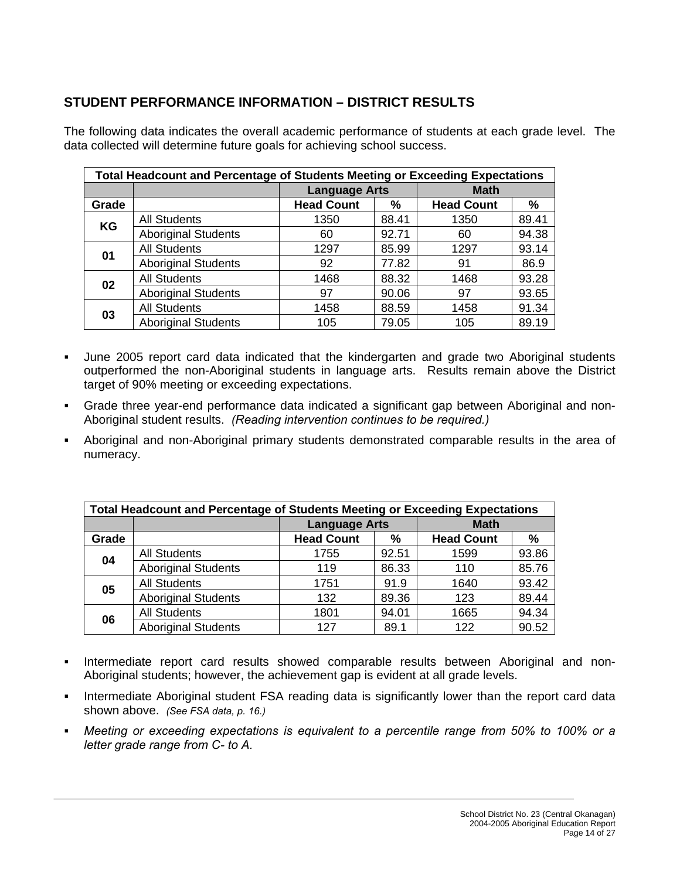## STUDENT PERFORMANCE INFORMATION – DISTRICT RESULTS

The following data indicates the overall academic performance of students at each grade level. The data collected will determine future goals for achieving school success.

| Total Headcount and Percentage of Students Meeting or Exceeding Expectations | | | | | |
|---|---|---|---|---|---|
| | | Language Arts | | Math | |
| **Grade** | | **Head Count** | **%** | **Head Count** | **%** |
| **KG** | All Students | 1350 | 88.41 | 1350 | 89.41 |
| | Aboriginal Students | 60 | 92.71 | 60 | 94.38 |
| **01** | All Students | 1297 | 85.99 | 1297 | 93.14 |
| | Aboriginal Students | 92 | 77.82 | 91 | 86.9 |
| **02** | All Students | 1468 | 88.32 | 1468 | 93.28 |
| | Aboriginal Students | 97 | 90.06 | 97 | 93.65 |
| **03** | All Students | 1458 | 88.59 | 1458 | 91.34 |
| | Aboriginal Students | 105 | 79.05 | 105 | 89.19 |

- June 2005 report card data indicated that the kindergarten and grade two Aboriginal students outperformed the non-Aboriginal students in language arts. Results remain above the District target of 90% meeting or exceeding expectations.
- Grade three year-end performance data indicated a significant gap between Aboriginal and non-Aboriginal student results. *(Reading intervention continues to be required.)*
- Aboriginal and non-Aboriginal primary students demonstrated comparable results in the area of numeracy.

| Total Headcount and Percentage of Students Meeting or Exceeding Expectations | | | | | |
|---|---|---|---|---|---|
| | | Language Arts | | Math | |
| **Grade** | | **Head Count** | **%** | **Head Count** | **%** |
| **04** | All Students | 1755 | 92.51 | 1599 | 93.86 |
| | Aboriginal Students | 119 | 86.33 | 110 | 85.76 |
| **05** | All Students | 1751 | 91.9 | 1640 | 93.42 |
| | Aboriginal Students | 132 | 89.36 | 123 | 89.44 |
| **06** | All Students | 1801 | 94.01 | 1665 | 94.34 |
| | Aboriginal Students | 127 | 89.1 | 122 | 90.52 |

- Intermediate report card results showed comparable results between Aboriginal and non-Aboriginal students; however, the achievement gap is evident at all grade levels.
- Intermediate Aboriginal student FSA reading data is significantly lower than the report card data shown above. *(See FSA data, p. 16.)*
- *Meeting or exceeding expectations is equivalent to a percentile range from 50% to 100% or a letter grade range from C- to A.*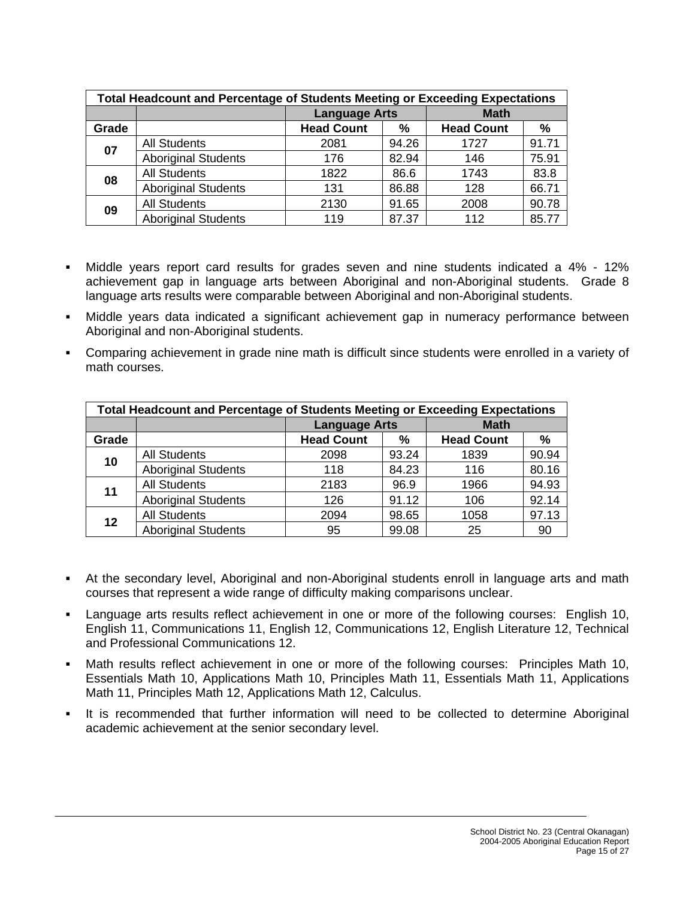| Total Headcount and Percentage of Students Meeting or Exceeding Expectations | | | | | |
|---|---|---|---|---|---|
| | | Language Arts | | Math | |
| **Grade** | | **Head Count** | **%** | **Head Count** | **%** |
| **07** | All Students | 2081 | 94.26 | 1727 | 91.71 |
| | Aboriginal Students | 176 | 82.94 | 146 | 75.91 |
| **08** | All Students | 1822 | 86.6 | 1743 | 83.8 |
| | Aboriginal Students | 131 | 86.88 | 128 | 66.71 |
| **09** | All Students | 2130 | 91.65 | 2008 | 90.78 |
| | Aboriginal Students | 119 | 87.37 | 112 | 85.77 |

- Middle years report card results for grades seven and nine students indicated a 4% - 12% achievement gap in language arts between Aboriginal and non-Aboriginal students. Grade 8 language arts results were comparable between Aboriginal and non-Aboriginal students.
- Middle years data indicated a significant achievement gap in numeracy performance between Aboriginal and non-Aboriginal students.
- Comparing achievement in grade nine math is difficult since students were enrolled in a variety of math courses.

| Total Headcount and Percentage of Students Meeting or Exceeding Expectations | | | | | |
|---|---|---|---|---|---|
| | | Language Arts | | Math | |
| **Grade** | | **Head Count** | **%** | **Head Count** | **%** |
| **10** | All Students | 2098 | 93.24 | 1839 | 90.94 |
| | Aboriginal Students | 118 | 84.23 | 116 | 80.16 |
| **11** | All Students | 2183 | 96.9 | 1966 | 94.93 |
| | Aboriginal Students | 126 | 91.12 | 106 | 92.14 |
| **12** | All Students | 2094 | 98.65 | 1058 | 97.13 |
| | Aboriginal Students | 95 | 99.08 | 25 | 90 |

- At the secondary level, Aboriginal and non-Aboriginal students enroll in language arts and math courses that represent a wide range of difficulty making comparisons unclear.
- Language arts results reflect achievement in one or more of the following courses: English 10, English 11, Communications 11, English 12, Communications 12, English Literature 12, Technical and Professional Communications 12.
- Math results reflect achievement in one or more of the following courses: Principles Math 10, Essentials Math 10, Applications Math 10, Principles Math 11, Essentials Math 11, Applications Math 11, Principles Math 12, Applications Math 12, Calculus.
- It is recommended that further information will need to be collected to determine Aboriginal academic achievement at the senior secondary level.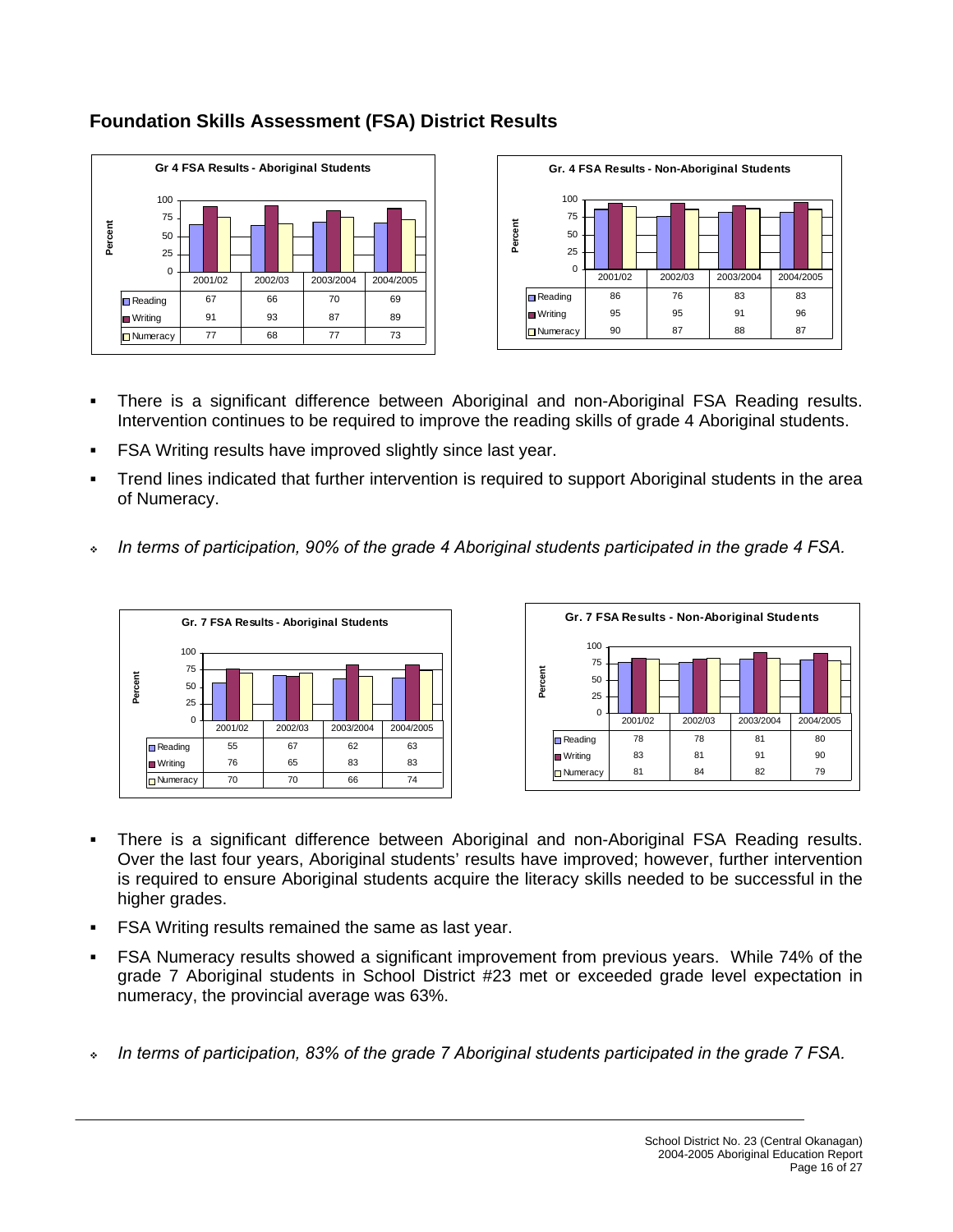## Foundation Skills Assessment (FSA) District Results

**Gr 4 FSA Results - Aboriginal Students** (Percent)

| | 2001/02 | 2002/03 | 2003/2004 | 2004/2005 |
|---|---|---|---|---|
| Reading | 67 | 66 | 70 | 69 |
| Writing | 91 | 93 | 87 | 89 |
| Numeracy | 77 | 68 | 77 | 73 |

**Gr. 4 FSA Results - Non-Aboriginal Students** (Percent)

| | 2001/02 | 2002/03 | 2003/2004 | 2004/2005 |
|---|---|---|---|---|
| Reading | 86 | 76 | 83 | 83 |
| Writing | 95 | 95 | 91 | 96 |
| Numeracy | 90 | 87 | 88 | 87 |

- There is a significant difference between Aboriginal and non-Aboriginal FSA Reading results. Intervention continues to be required to improve the reading skills of grade 4 Aboriginal students.
- FSA Writing results have improved slightly since last year.
- Trend lines indicated that further intervention is required to support Aboriginal students in the area of Numeracy.

- *In terms of participation, 90% of the grade 4 Aboriginal students participated in the grade 4 FSA.*

**Gr. 7 FSA Results - Aboriginal Students** (Percent)

| | 2001/02 | 2002/03 | 2003/2004 | 2004/2005 |
|---|---|---|---|---|
| Reading | 55 | 67 | 62 | 63 |
| Writing | 76 | 65 | 83 | 83 |
| Numeracy | 70 | 70 | 66 | 74 |

**Gr. 7 FSA Results - Non-Aboriginal Students** (Percent)

| | 2001/02 | 2002/03 | 2003/2004 | 2004/2005 |
|---|---|---|---|---|
| Reading | 78 | 78 | 81 | 80 |
| Writing | 83 | 81 | 91 | 90 |
| Numeracy | 81 | 84 | 82 | 79 |

- There is a significant difference between Aboriginal and non-Aboriginal FSA Reading results. Over the last four years, Aboriginal students' results have improved; however, further intervention is required to ensure Aboriginal students acquire the literacy skills needed to be successful in the higher grades.
- FSA Writing results remained the same as last year.
- FSA Numeracy results showed a significant improvement from previous years. While 74% of the grade 7 Aboriginal students in School District #23 met or exceeded grade level expectation in numeracy, the provincial average was 63%.

- *In terms of participation, 83% of the grade 7 Aboriginal students participated in the grade 7 FSA.*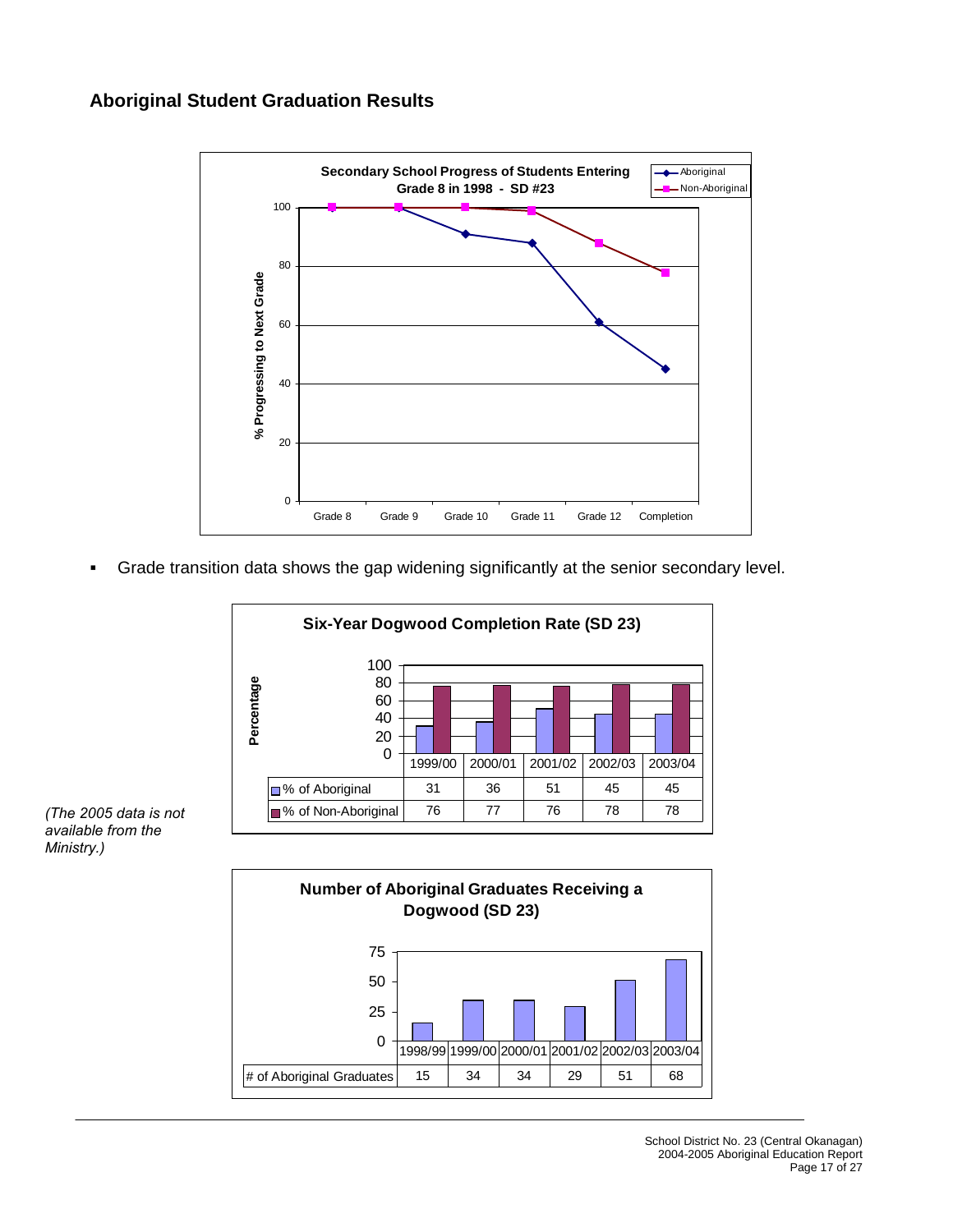## Aboriginal Student Graduation Results

**Secondary School Progress of Students Entering Grade 8 in 1998 - SD #23**

- Grade transition data shows the gap widening significantly at the senior secondary level.

**Six-Year Dogwood Completion Rate (SD 23)**

| | 1999/00 | 2000/01 | 2001/02 | 2002/03 | 2003/04 |
|---|---|---|---|---|---|
| % of Aboriginal | 31 | 36 | 51 | 45 | 45 |
| % of Non-Aboriginal | 76 | 77 | 76 | 78 | 78 |

*(The 2005 data is not available from the Ministry.)*

**Number of Aboriginal Graduates Receiving a Dogwood (SD 23)**

| | 1998/99 | 1999/00 | 2000/01 | 2001/02 | 2002/03 | 2003/04 |
|---|---|---|---|---|---|---|
| # of Aboriginal Graduates | 15 | 34 | 34 | 29 | 51 | 68 |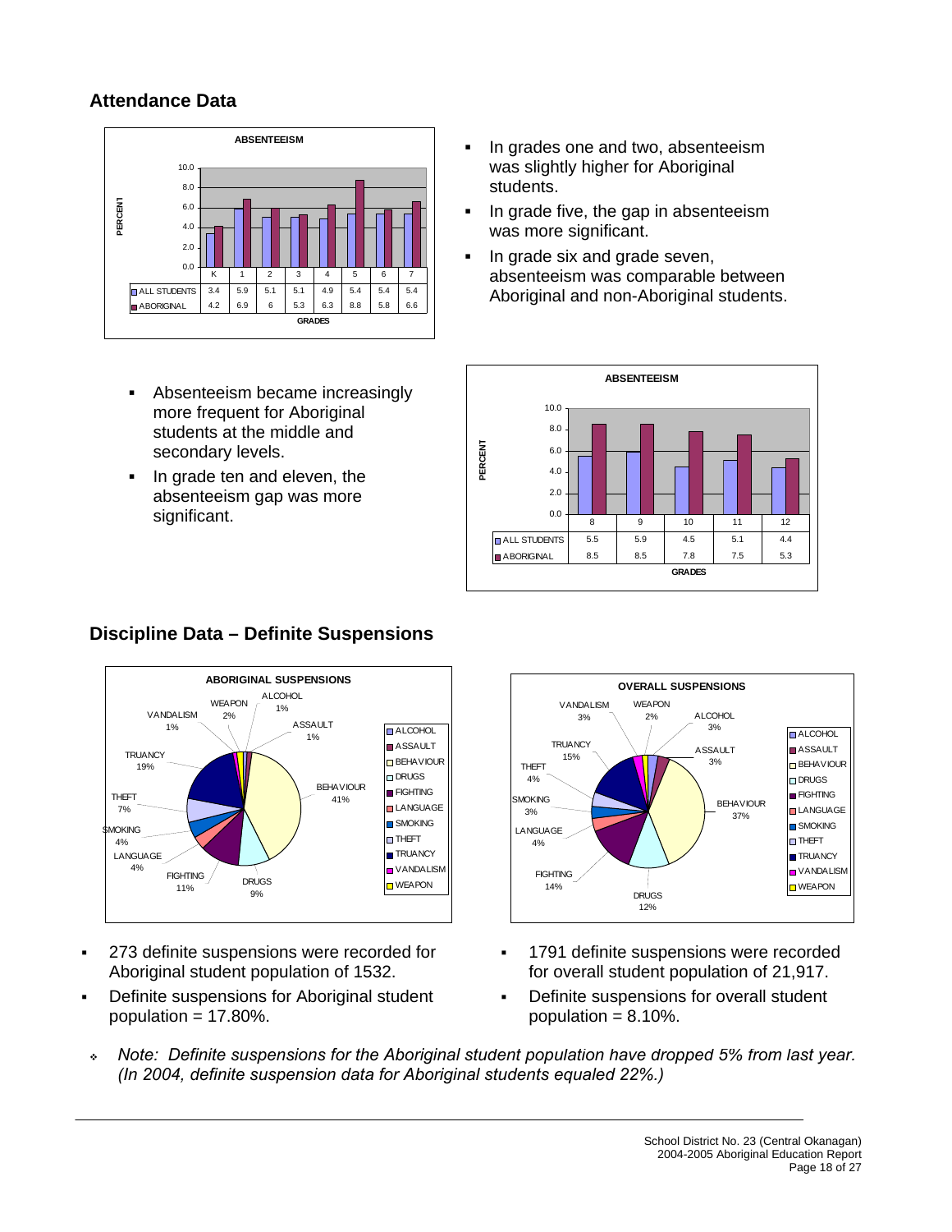## Attendance Data

**ABSENTEEISM**

| GRADES | K | 1 | 2 | 3 | 4 | 5 | 6 | 7 |
|---|---|---|---|---|---|---|---|---|
| ALL STUDENTS | 3.4 | 5.9 | 5.1 | 5.1 | 4.9 | 5.4 | 5.4 | 5.4 |
| ABORIGINAL | 4.2 | 6.9 | 6 | 5.3 | 6.3 | 8.8 | 5.8 | 6.6 |

- In grades one and two, absenteeism was slightly higher for Aboriginal students.
- In grade five, the gap in absenteeism was more significant.
- In grade six and grade seven, absenteeism was comparable between Aboriginal and non-Aboriginal students.

- Absenteeism became increasingly more frequent for Aboriginal students at the middle and secondary levels.
- In grade ten and eleven, the absenteeism gap was more significant.

**ABSENTEEISM**

| GRADES | 8 | 9 | 10 | 11 | 12 |
|---|---|---|---|---|---|
| ALL STUDENTS | 5.5 | 5.9 | 4.5 | 5.1 | 4.4 |
| ABORIGINAL | 8.5 | 8.5 | 7.8 | 7.5 | 5.3 |

## Discipline Data – Definite Suspensions

**ABORIGINAL SUSPENSIONS**

| Category | Percent |
|---|---|
| ALCOHOL | 1% |
| ASSAULT | 1% |
| BEHAVIOUR | 41% |
| DRUGS | 9% |
| FIGHTING | 11% |
| LANGUAGE | 4% |
| SMOKING | 4% |
| THEFT | 7% |
| TRUANCY | 19% |
| VANDALISM | 1% |
| WEAPON | 2% |

**OVERALL SUSPENSIONS**

| Category | Percent |
|---|---|
| ALCOHOL | 3% |
| ASSAULT | 3% |
| BEHAVIOUR | 37% |
| DRUGS | 12% |
| FIGHTING | 14% |
| LANGUAGE | 4% |
| SMOKING | 3% |
| THEFT | 4% |
| TRUANCY | 15% |
| VANDALISM | 3% |
| WEAPON | 2% |

- 273 definite suspensions were recorded for Aboriginal student population of 1532.
- Definite suspensions for Aboriginal student population = 17.80%.

- 1791 definite suspensions were recorded for overall student population of 21,917.
- Definite suspensions for overall student population = 8.10%.

- *Note: Definite suspensions for the Aboriginal student population have dropped 5% from last year. (In 2004, definite suspension data for Aboriginal students equaled 22%.)*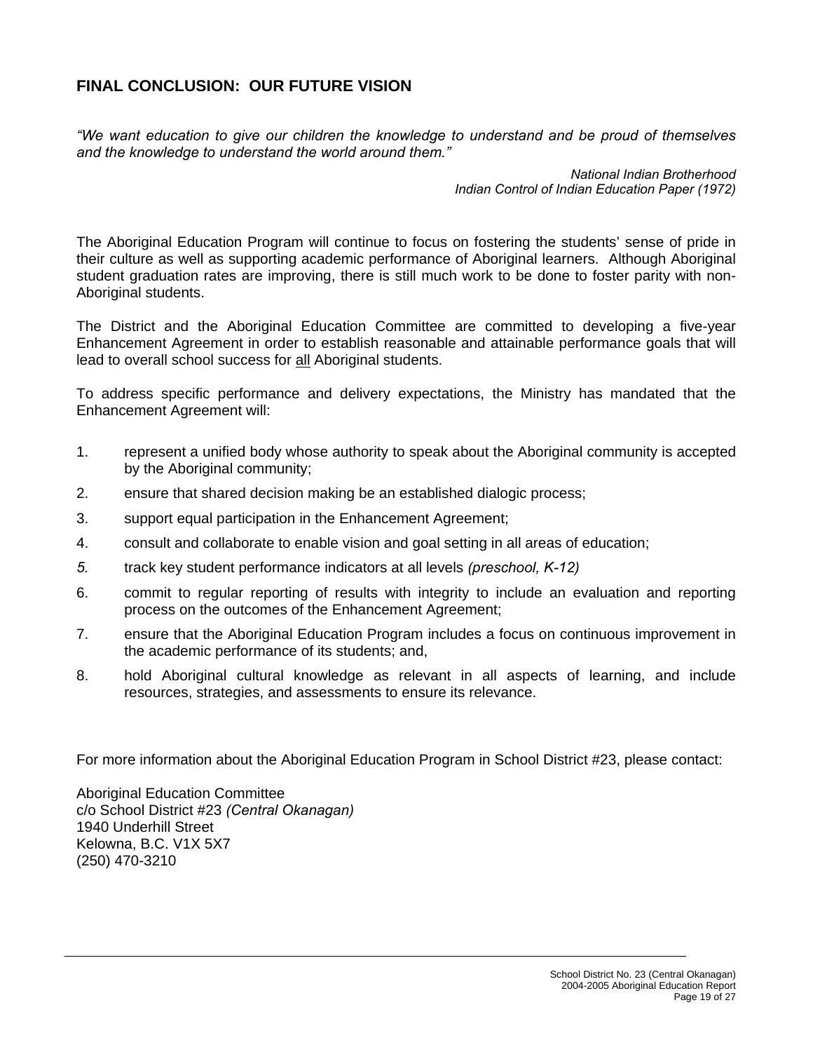## FINAL CONCLUSION: OUR FUTURE VISION

*"We want education to give our children the knowledge to understand and be proud of themselves and the knowledge to understand the world around them."*

*National Indian Brotherhood*
*Indian Control of Indian Education Paper (1972)*

The Aboriginal Education Program will continue to focus on fostering the students' sense of pride in their culture as well as supporting academic performance of Aboriginal learners. Although Aboriginal student graduation rates are improving, there is still much work to be done to foster parity with non-Aboriginal students.

The District and the Aboriginal Education Committee are committed to developing a five-year Enhancement Agreement in order to establish reasonable and attainable performance goals that will lead to overall school success for <u>all</u> Aboriginal students.

To address specific performance and delivery expectations, the Ministry has mandated that the Enhancement Agreement will:

1. represent a unified body whose authority to speak about the Aboriginal community is accepted by the Aboriginal community;
2. ensure that shared decision making be an established dialogic process;
3. support equal participation in the Enhancement Agreement;
4. consult and collaborate to enable vision and goal setting in all areas of education;
5. track key student performance indicators at all levels *(preschool, K-12)*
6. commit to regular reporting of results with integrity to include an evaluation and reporting process on the outcomes of the Enhancement Agreement;
7. ensure that the Aboriginal Education Program includes a focus on continuous improvement in the academic performance of its students; and,
8. hold Aboriginal cultural knowledge as relevant in all aspects of learning, and include resources, strategies, and assessments to ensure its relevance.

For more information about the Aboriginal Education Program in School District #23, please contact:

Aboriginal Education Committee
c/o School District #23 *(Central Okanagan)*
1940 Underhill Street
Kelowna, B.C. V1X 5X7
(250) 470-3210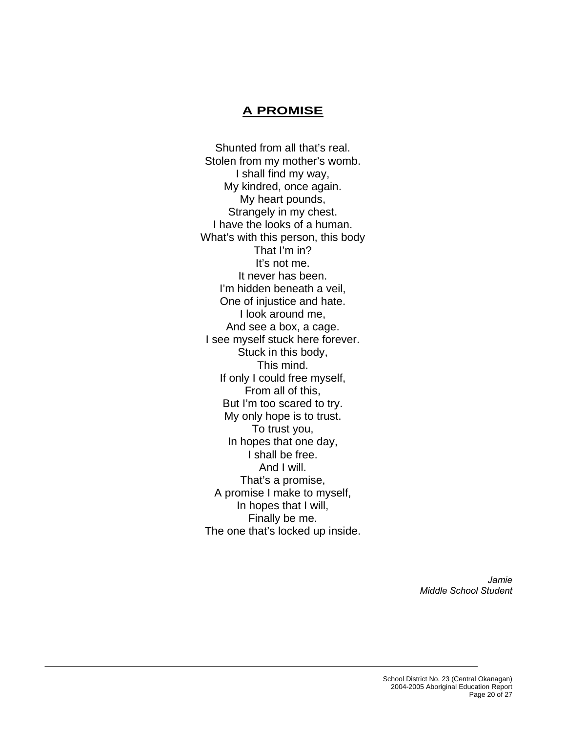# A PROMISE

Shunted from all that's real.  
Stolen from my mother's womb.  
I shall find my way,  
My kindred, once again.  
My heart pounds,  
Strangely in my chest.  
I have the looks of a human.  
What's with this person, this body  
That I'm in?  
It's not me.  
It never has been.  
I'm hidden beneath a veil,  
One of injustice and hate.  
I look around me,  
And see a box, a cage.  
I see myself stuck here forever.  
Stuck in this body,  
This mind.  
If only I could free myself,  
From all of this,  
But I'm too scared to try.  
My only hope is to trust.  
To trust you,  
In hopes that one day,  
I shall be free.  
And I will.  
That's a promise,  
A promise I make to myself,  
In hopes that I will,  
Finally be me.  
The one that's locked up inside.

*Jamie*  
*Middle School Student*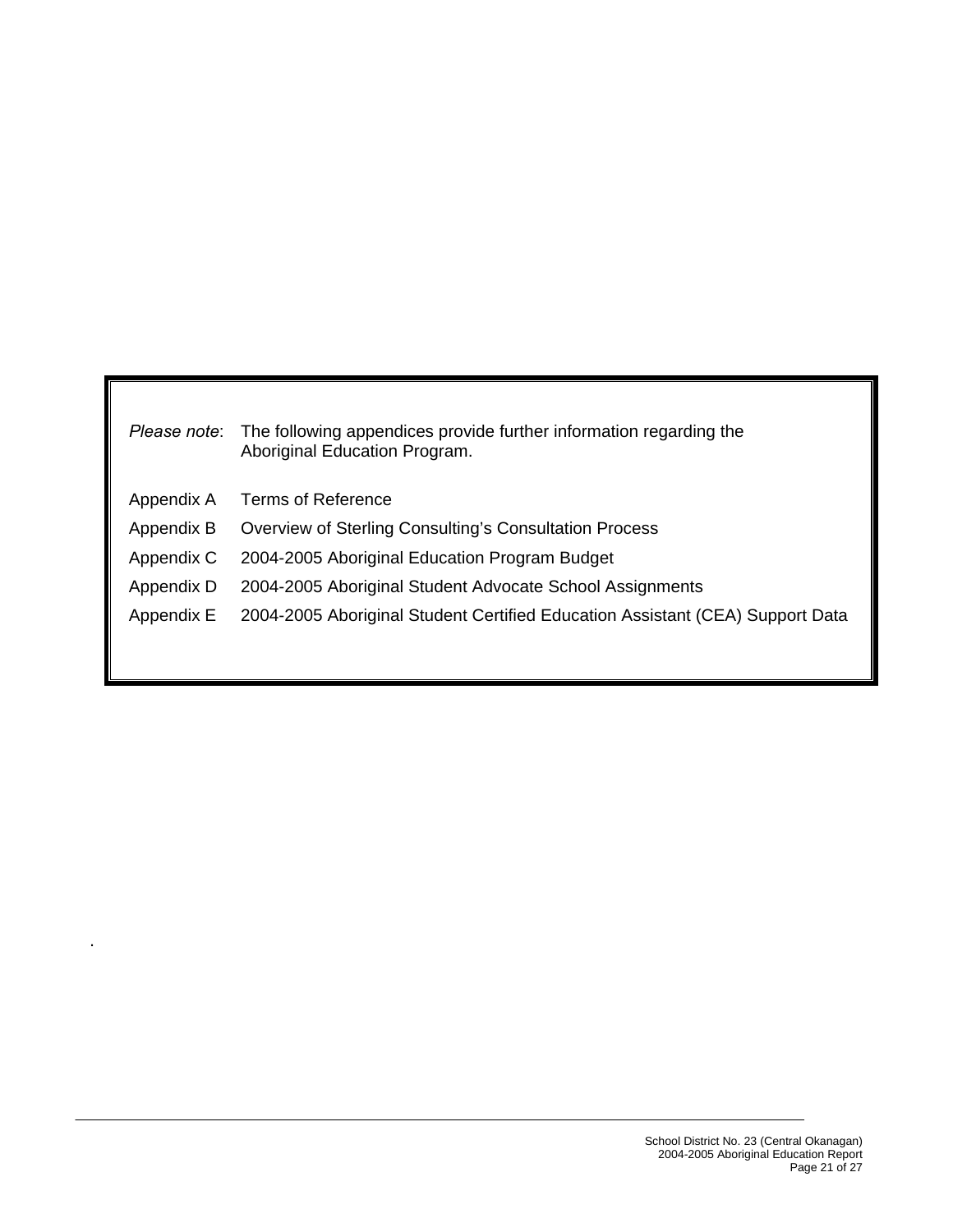*Please note*: The following appendices provide further information regarding the Aboriginal Education Program.

| | |
|---|---|
| Appendix A | Terms of Reference |
| Appendix B | Overview of Sterling Consulting's Consultation Process |
| Appendix C | 2004-2005 Aboriginal Education Program Budget |
| Appendix D | 2004-2005 Aboriginal Student Advocate School Assignments |
| Appendix E | 2004-2005 Aboriginal Student Certified Education Assistant (CEA) Support Data |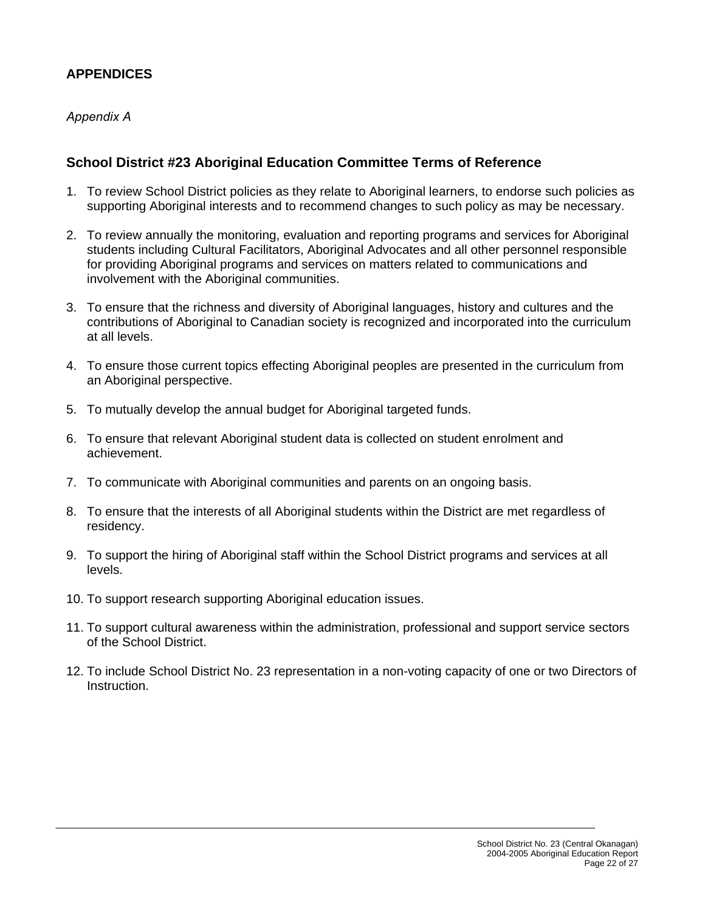## APPENDICES

*Appendix A*

### School District #23 Aboriginal Education Committee Terms of Reference

1. To review School District policies as they relate to Aboriginal learners, to endorse such policies as supporting Aboriginal interests and to recommend changes to such policy as may be necessary.

2. To review annually the monitoring, evaluation and reporting programs and services for Aboriginal students including Cultural Facilitators, Aboriginal Advocates and all other personnel responsible for providing Aboriginal programs and services on matters related to communications and involvement with the Aboriginal communities.

3. To ensure that the richness and diversity of Aboriginal languages, history and cultures and the contributions of Aboriginal to Canadian society is recognized and incorporated into the curriculum at all levels.

4. To ensure those current topics effecting Aboriginal peoples are presented in the curriculum from an Aboriginal perspective.

5. To mutually develop the annual budget for Aboriginal targeted funds.

6. To ensure that relevant Aboriginal student data is collected on student enrolment and achievement.

7. To communicate with Aboriginal communities and parents on an ongoing basis.

8. To ensure that the interests of all Aboriginal students within the District are met regardless of residency.

9. To support the hiring of Aboriginal staff within the School District programs and services at all levels.

10. To support research supporting Aboriginal education issues.

11. To support cultural awareness within the administration, professional and support service sectors of the School District.

12. To include School District No. 23 representation in a non-voting capacity of one or two Directors of Instruction.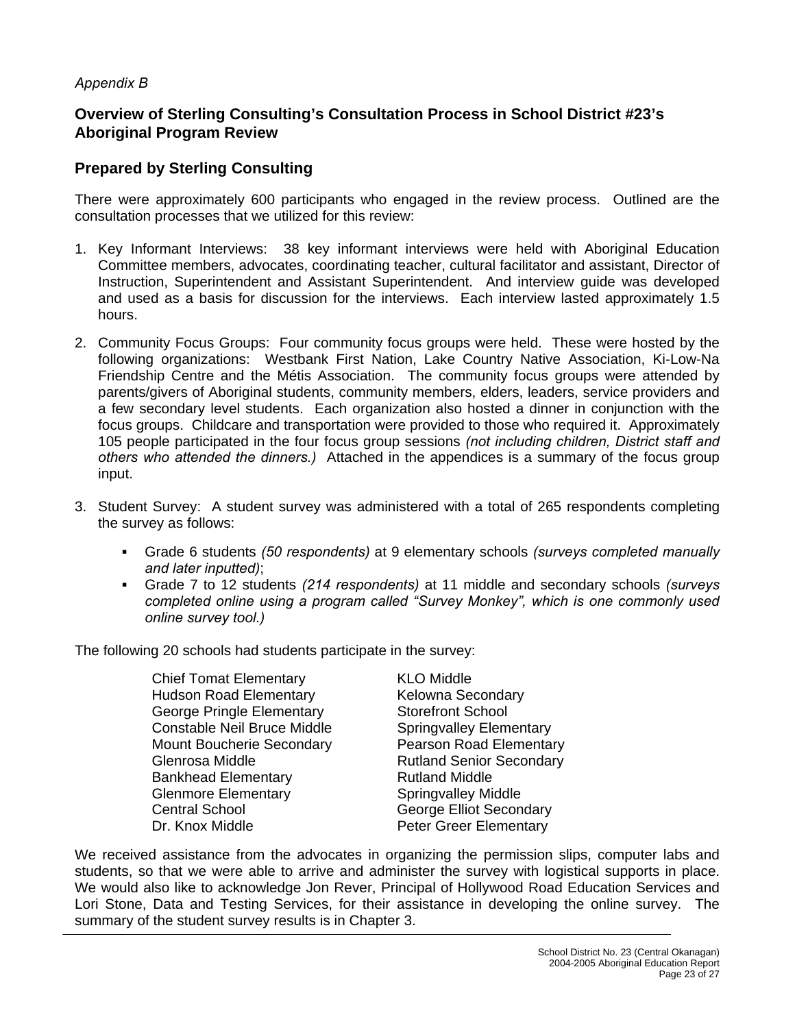*Appendix B*

## Overview of Sterling Consulting's Consultation Process in School District #23's Aboriginal Program Review

## Prepared by Sterling Consulting

There were approximately 600 participants who engaged in the review process. Outlined are the consultation processes that we utilized for this review:

1. Key Informant Interviews: 38 key informant interviews were held with Aboriginal Education Committee members, advocates, coordinating teacher, cultural facilitator and assistant, Director of Instruction, Superintendent and Assistant Superintendent. And interview guide was developed and used as a basis for discussion for the interviews. Each interview lasted approximately 1.5 hours.

2. Community Focus Groups: Four community focus groups were held. These were hosted by the following organizations: Westbank First Nation, Lake Country Native Association, Ki-Low-Na Friendship Centre and the Métis Association. The community focus groups were attended by parents/givers of Aboriginal students, community members, elders, leaders, service providers and a few secondary level students. Each organization also hosted a dinner in conjunction with the focus groups. Childcare and transportation were provided to those who required it. Approximately 105 people participated in the four focus group sessions *(not including children, District staff and others who attended the dinners.)* Attached in the appendices is a summary of the focus group input.

3. Student Survey: A student survey was administered with a total of 265 respondents completing the survey as follows:

   - Grade 6 students *(50 respondents)* at 9 elementary schools *(surveys completed manually and later inputted)*;
   - Grade 7 to 12 students *(214 respondents)* at 11 middle and secondary schools *(surveys completed online using a program called "Survey Monkey", which is one commonly used online survey tool.)*

The following 20 schools had students participate in the survey:

Chief Tomat Elementary
Hudson Road Elementary
George Pringle Elementary
Constable Neil Bruce Middle
Mount Boucherie Secondary
Glenrosa Middle
Bankhead Elementary
Glenmore Elementary
Central School
Dr. Knox Middle
KLO Middle
Kelowna Secondary
Storefront School
Springvalley Elementary
Pearson Road Elementary
Rutland Senior Secondary
Rutland Middle
Springvalley Middle
George Elliot Secondary
Peter Greer Elementary

We received assistance from the advocates in organizing the permission slips, computer labs and students, so that we were able to arrive and administer the survey with logistical supports in place. We would also like to acknowledge Jon Rever, Principal of Hollywood Road Education Services and Lori Stone, Data and Testing Services, for their assistance in developing the online survey. The summary of the student survey results is in Chapter 3.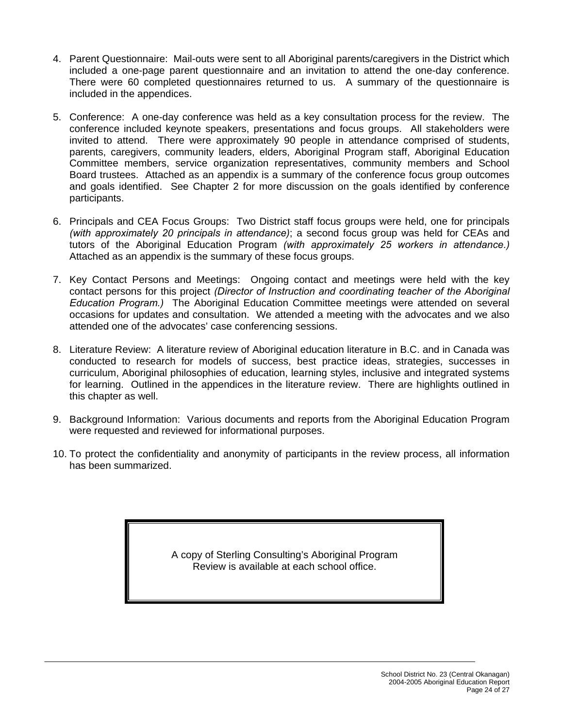4. Parent Questionnaire: Mail-outs were sent to all Aboriginal parents/caregivers in the District which included a one-page parent questionnaire and an invitation to attend the one-day conference. There were 60 completed questionnaires returned to us. A summary of the questionnaire is included in the appendices.

5. Conference: A one-day conference was held as a key consultation process for the review. The conference included keynote speakers, presentations and focus groups. All stakeholders were invited to attend. There were approximately 90 people in attendance comprised of students, parents, caregivers, community leaders, elders, Aboriginal Program staff, Aboriginal Education Committee members, service organization representatives, community members and School Board trustees. Attached as an appendix is a summary of the conference focus group outcomes and goals identified. See Chapter 2 for more discussion on the goals identified by conference participants.

6. Principals and CEA Focus Groups: Two District staff focus groups were held, one for principals *(with approximately 20 principals in attendance)*; a second focus group was held for CEAs and tutors of the Aboriginal Education Program *(with approximately 25 workers in attendance.)* Attached as an appendix is the summary of these focus groups.

7. Key Contact Persons and Meetings: Ongoing contact and meetings were held with the key contact persons for this project *(Director of Instruction and coordinating teacher of the Aboriginal Education Program.)* The Aboriginal Education Committee meetings were attended on several occasions for updates and consultation. We attended a meeting with the advocates and we also attended one of the advocates' case conferencing sessions.

8. Literature Review: A literature review of Aboriginal education literature in B.C. and in Canada was conducted to research for models of success, best practice ideas, strategies, successes in curriculum, Aboriginal philosophies of education, learning styles, inclusive and integrated systems for learning. Outlined in the appendices in the literature review. There are highlights outlined in this chapter as well.

9. Background Information: Various documents and reports from the Aboriginal Education Program were requested and reviewed for informational purposes.

10. To protect the confidentiality and anonymity of participants in the review process, all information has been summarized.

A copy of Sterling Consulting's Aboriginal Program Review is available at each school office.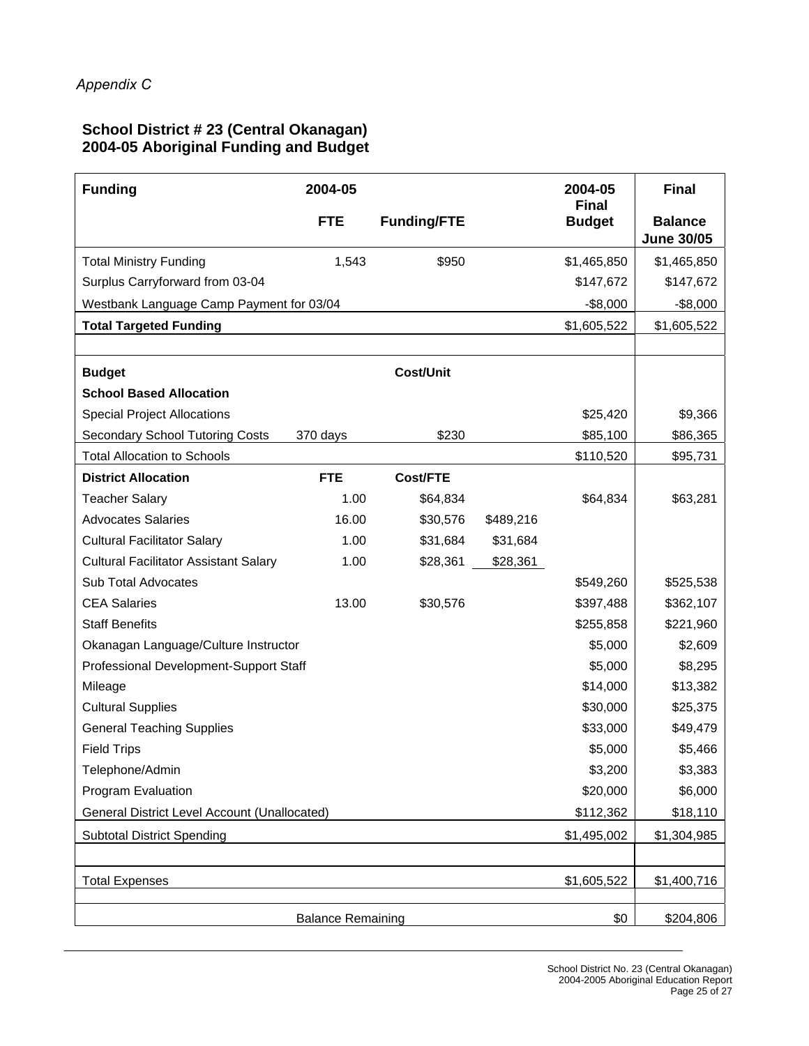*Appendix C*

## School District # 23 (Central Okanagan)
## 2004-05 Aboriginal Funding and Budget

| Funding | 2004-05 FTE | Funding/FTE | | 2004-05 Final Budget | Final Balance June 30/05 |
|---|---|---|---|---|---|
| Total Ministry Funding | 1,543 | $950 | | $1,465,850 | $1,465,850 |
| Surplus Carryforward from 03-04 | | | | $147,672 | $147,672 |
| Westbank Language Camp Payment for 03/04 | | | | -$8,000 | -$8,000 |
| **Total Targeted Funding** | | | | $1,605,522 | $1,605,522 |
| | | | | | |
| **Budget** | | **Cost/Unit** | | | |
| **School Based Allocation** | | | | | |
| Special Project Allocations | | | | $25,420 | $9,366 |
| Secondary School Tutoring Costs | 370 days | $230 | | $85,100 | $86,365 |
| Total Allocation to Schools | | | | $110,520 | $95,731 |
| **District Allocation** | **FTE** | **Cost/FTE** | | | |
| Teacher Salary | 1.00 | $64,834 | | $64,834 | $63,281 |
| Advocates Salaries | 16.00 | $30,576 | $489,216 | | |
| Cultural Facilitator Salary | 1.00 | $31,684 | $31,684 | | |
| Cultural Facilitator Assistant Salary | 1.00 | $28,361 | $28,361 | | |
| Sub Total Advocates | | | | $549,260 | $525,538 |
| CEA Salaries | 13.00 | $30,576 | | $397,488 | $362,107 |
| Staff Benefits | | | | $255,858 | $221,960 |
| Okanagan Language/Culture Instructor | | | | $5,000 | $2,609 |
| Professional Development-Support Staff | | | | $5,000 | $8,295 |
| Mileage | | | | $14,000 | $13,382 |
| Cultural Supplies | | | | $30,000 | $25,375 |
| General Teaching Supplies | | | | $33,000 | $49,479 |
| Field Trips | | | | $5,000 | $5,466 |
| Telephone/Admin | | | | $3,200 | $3,383 |
| Program Evaluation | | | | $20,000 | $6,000 |
| General District Level Account (Unallocated) | | | | $112,362 | $18,110 |
| Subtotal District Spending | | | | $1,495,002 | $1,304,985 |
| | | | | | |
| Total Expenses | | | | $1,605,522 | $1,400,716 |
| | | | | | |
| | Balance Remaining | | | $0 | $204,806 |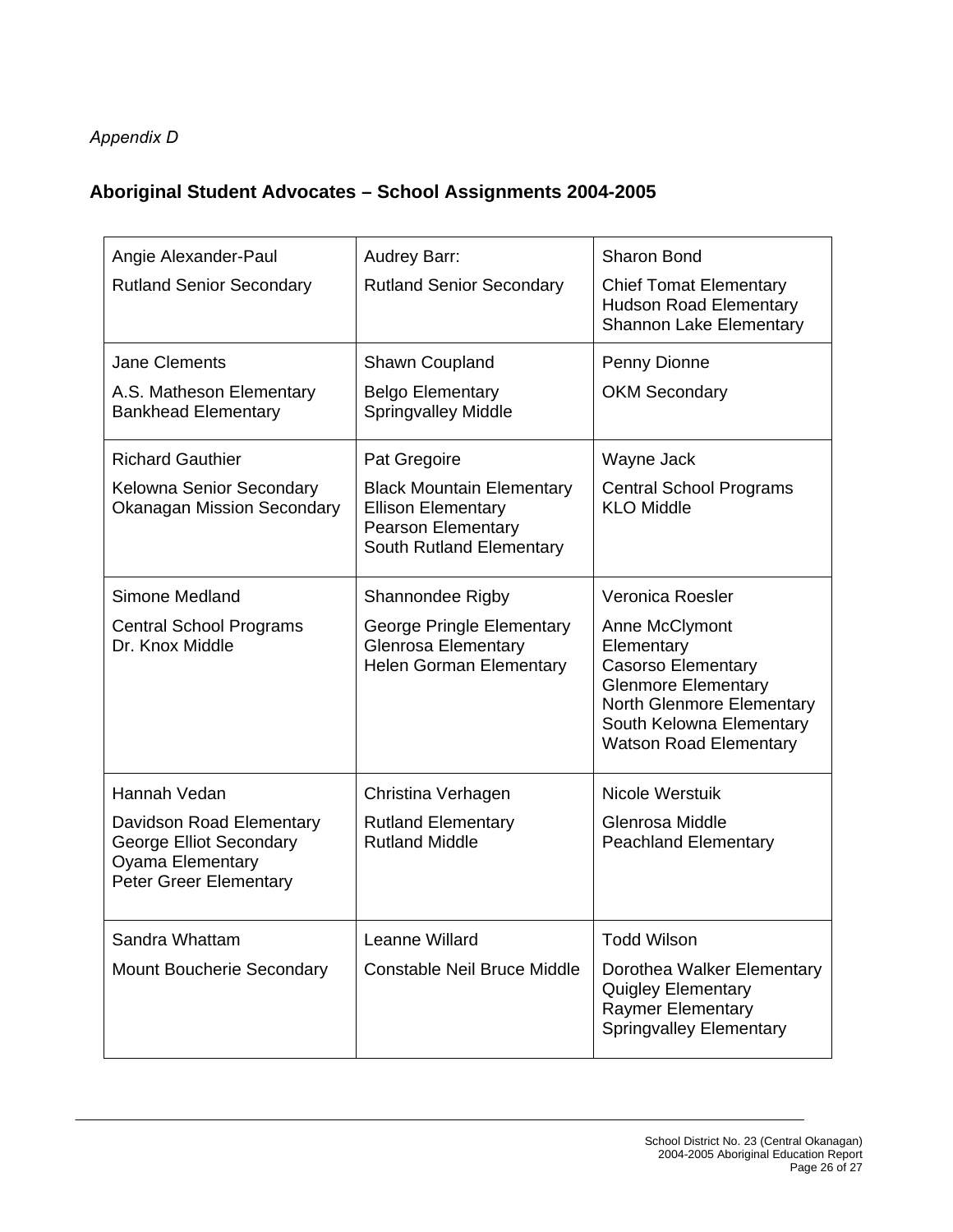*Appendix D*

## Aboriginal Student Advocates – School Assignments 2004-2005

| | | |
|---|---|---|
| Angie Alexander-Paul<br><br>Rutland Senior Secondary | Audrey Barr:<br><br>Rutland Senior Secondary | Sharon Bond<br><br>Chief Tomat Elementary<br>Hudson Road Elementary<br>Shannon Lake Elementary |
| Jane Clements<br><br>A.S. Matheson Elementary<br>Bankhead Elementary | Shawn Coupland<br><br>Belgo Elementary<br>Springvalley Middle | Penny Dionne<br><br>OKM Secondary |
| Richard Gauthier<br><br>Kelowna Senior Secondary<br>Okanagan Mission Secondary | Pat Gregoire<br><br>Black Mountain Elementary<br>Ellison Elementary<br>Pearson Elementary<br>South Rutland Elementary | Wayne Jack<br><br>Central School Programs<br>KLO Middle |
| Simone Medland<br><br>Central School Programs<br>Dr. Knox Middle | Shannondee Rigby<br><br>George Pringle Elementary<br>Glenrosa Elementary<br>Helen Gorman Elementary | Veronica Roesler<br><br>Anne McClymont Elementary<br>Casorso Elementary<br>Glenmore Elementary<br>North Glenmore Elementary<br>South Kelowna Elementary<br>Watson Road Elementary |
| Hannah Vedan<br><br>Davidson Road Elementary<br>George Elliot Secondary<br>Oyama Elementary<br>Peter Greer Elementary | Christina Verhagen<br><br>Rutland Elementary<br>Rutland Middle | Nicole Werstuik<br><br>Glenrosa Middle<br>Peachland Elementary |
| Sandra Whattam<br><br>Mount Boucherie Secondary | Leanne Willard<br><br>Constable Neil Bruce Middle | Todd Wilson<br><br>Dorothea Walker Elementary<br>Quigley Elementary<br>Raymer Elementary<br>Springvalley Elementary |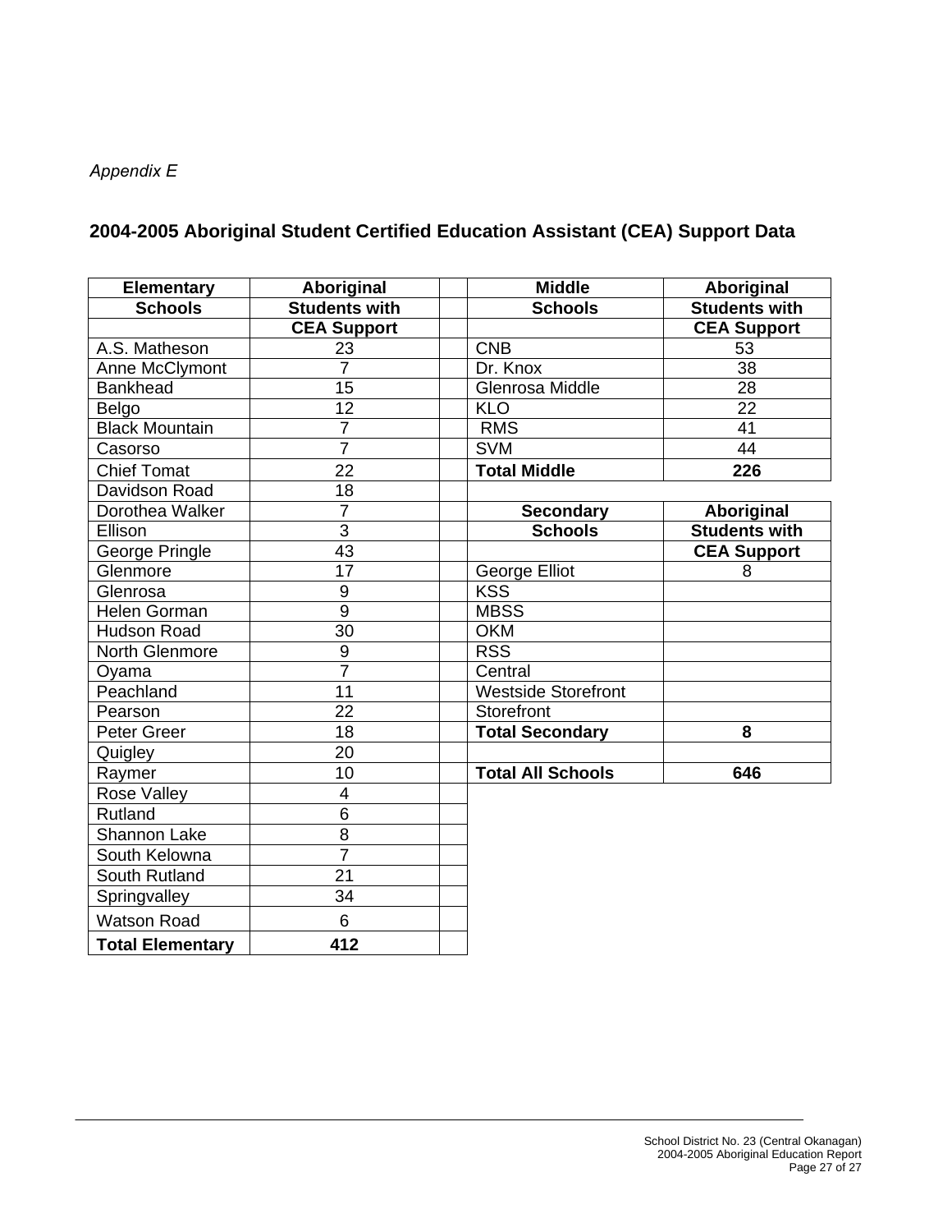*Appendix E*

## 2004-2005 Aboriginal Student Certified Education Assistant (CEA) Support Data

| Elementary Schools | Aboriginal Students with CEA Support |
|---|---|
| A.S. Matheson | 23 |
| Anne McClymont | 7 |
| Bankhead | 15 |
| Belgo | 12 |
| Black Mountain | 7 |
| Casorso | 7 |
| Chief Tomat | 22 |
| Davidson Road | 18 |
| Dorothea Walker | 7 |
| Ellison | 3 |
| George Pringle | 43 |
| Glenmore | 17 |
| Glenrosa | 9 |
| Helen Gorman | 9 |
| Hudson Road | 30 |
| North Glenmore | 9 |
| Oyama | 7 |
| Peachland | 11 |
| Pearson | 22 |
| Peter Greer | 18 |
| Quigley | 20 |
| Raymer | 10 |
| Rose Valley | 4 |
| Rutland | 6 |
| Shannon Lake | 8 |
| South Kelowna | 7 |
| South Rutland | 21 |
| Springvalley | 34 |
| Watson Road | 6 |
| **Total Elementary** | **412** |

| Middle Schools | Aboriginal Students with CEA Support |
|---|---|
| CNB | 53 |
| Dr. Knox | 38 |
| Glenrosa Middle | 28 |
| KLO | 22 |
| RMS | 41 |
| SVM | 44 |
| **Total Middle** | **226** |

| Secondary Schools | Aboriginal Students with CEA Support |
|---|---|
| George Elliot | 8 |
| KSS | |
| MBSS | |
| OKM | |
| RSS | |
| Central | |
| Westside Storefront | |
| Storefront | |
| **Total Secondary** | **8** |
| | |
| **Total All Schools** | **646** |